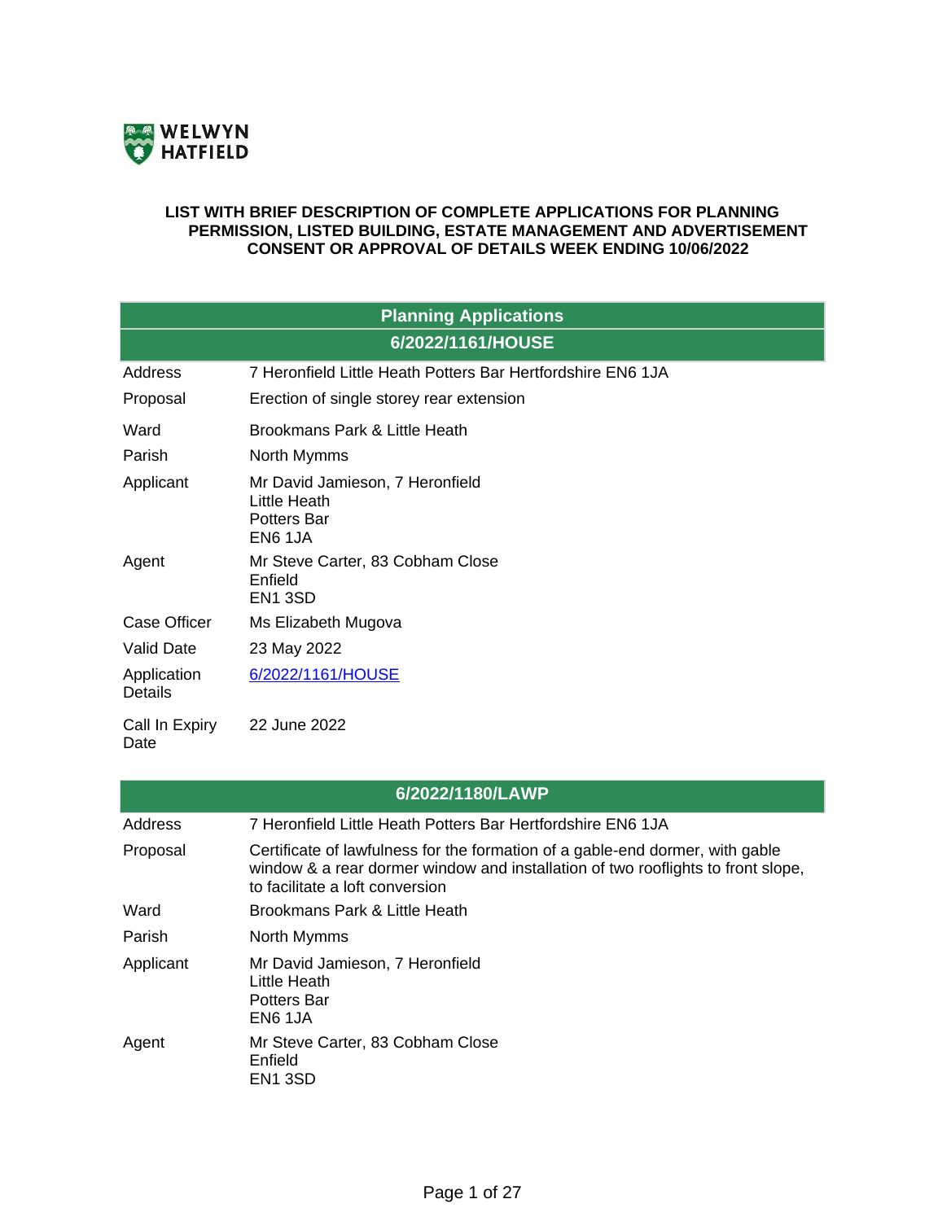WELWYN HATFIELD

**LIST WITH BRIEF DESCRIPTION OF COMPLETE APPLICATIONS FOR PLANNING PERMISSION, LISTED BUILDING, ESTATE MANAGEMENT AND ADVERTISEMENT CONSENT OR APPROVAL OF DETAILS WEEK ENDING 10/06/2022**

## Planning Applications

### 6/2022/1161/HOUSE

| | |
|---|---|
| Address | 7 Heronfield Little Heath Potters Bar Hertfordshire EN6 1JA |
| Proposal | Erection of single storey rear extension |
| Ward | Brookmans Park & Little Heath |
| Parish | North Mymms |
| Applicant | Mr David Jamieson, 7 Heronfield<br>Little Heath<br>Potters Bar<br>EN6 1JA |
| Agent | Mr Steve Carter, 83 Cobham Close<br>Enfield<br>EN1 3SD |
| Case Officer | Ms Elizabeth Mugova |
| Valid Date | 23 May 2022 |
| Application Details | 6/2022/1161/HOUSE |
| Call In Expiry Date | 22 June 2022 |

### 6/2022/1180/LAWP

| | |
|---|---|
| Address | 7 Heronfield Little Heath Potters Bar Hertfordshire EN6 1JA |
| Proposal | Certificate of lawfulness for the formation of a gable-end dormer, with gable window & a rear dormer window and installation of two rooflights to front slope, to facilitate a loft conversion |
| Ward | Brookmans Park & Little Heath |
| Parish | North Mymms |
| Applicant | Mr David Jamieson, 7 Heronfield<br>Little Heath<br>Potters Bar<br>EN6 1JA |
| Agent | Mr Steve Carter, 83 Cobham Close<br>Enfield<br>EN1 3SD |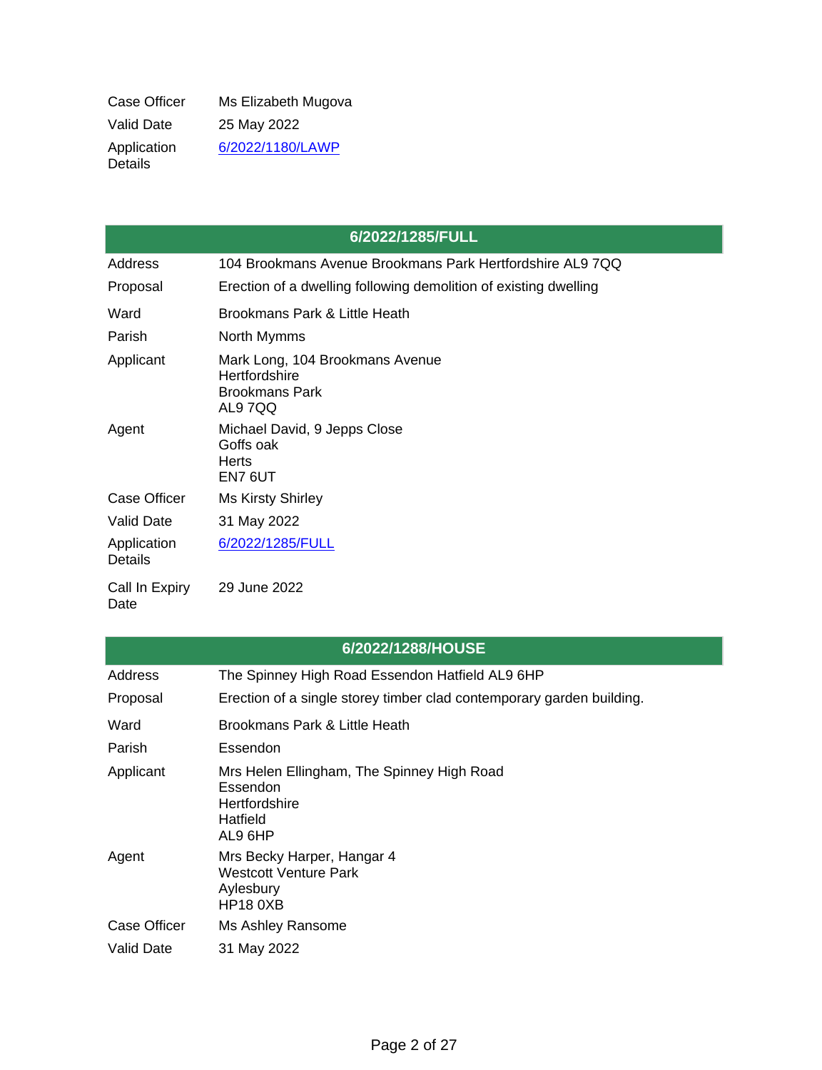| | |
|---|---|
| Case Officer | Ms Elizabeth Mugova |
| Valid Date | 25 May 2022 |
| Application Details | 6/2022/1180/LAWP |

| 6/2022/1285/FULL | |
|---|---|
| Address | 104 Brookmans Avenue Brookmans Park Hertfordshire AL9 7QQ |
| Proposal | Erection of a dwelling following demolition of existing dwelling |
| Ward | Brookmans Park & Little Heath |
| Parish | North Mymms |
| Applicant | Mark Long, 104 Brookmans Avenue<br>Hertfordshire<br>Brookmans Park<br>AL9 7QQ |
| Agent | Michael David, 9 Jepps Close<br>Goffs oak<br>Herts<br>EN7 6UT |
| Case Officer | Ms Kirsty Shirley |
| Valid Date | 31 May 2022 |
| Application Details | 6/2022/1285/FULL |
| Call In Expiry Date | 29 June 2022 |

| 6/2022/1288/HOUSE | |
|---|---|
| Address | The Spinney High Road Essendon Hatfield AL9 6HP |
| Proposal | Erection of a single storey timber clad contemporary garden building. |
| Ward | Brookmans Park & Little Heath |
| Parish | Essendon |
| Applicant | Mrs Helen Ellingham, The Spinney High Road<br>Essendon<br>Hertfordshire<br>Hatfield<br>AL9 6HP |
| Agent | Mrs Becky Harper, Hangar 4<br>Westcott Venture Park<br>Aylesbury<br>HP18 0XB |
| Case Officer | Ms Ashley Ransome |
| Valid Date | 31 May 2022 |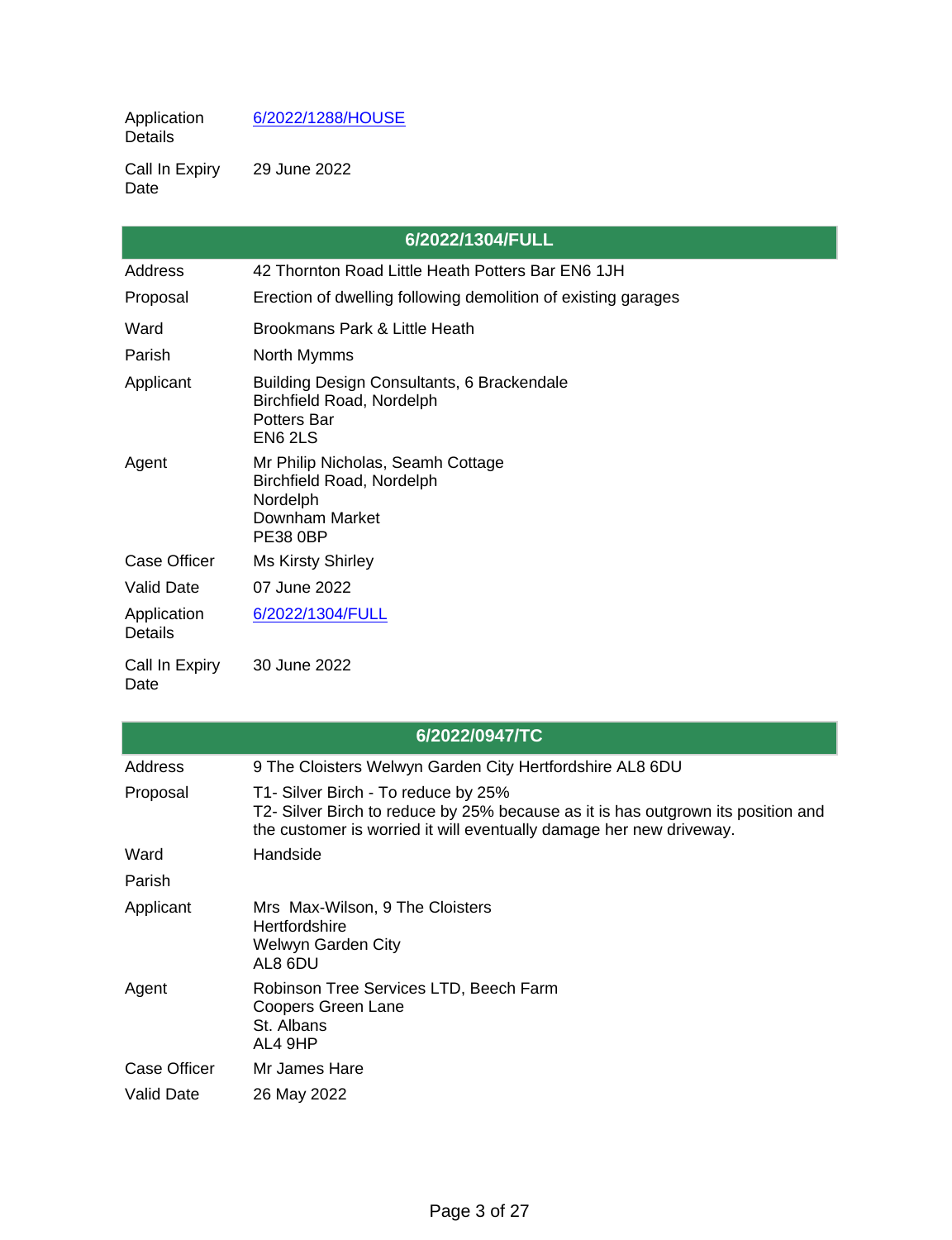| | |
|---|---|
| Application Details | 6/2022/1288/HOUSE |
| Call In Expiry Date | 29 June 2022 |

| 6/2022/1304/FULL | |
|---|---|
| Address | 42 Thornton Road Little Heath Potters Bar EN6 1JH |
| Proposal | Erection of dwelling following demolition of existing garages |
| Ward | Brookmans Park & Little Heath |
| Parish | North Mymms |
| Applicant | Building Design Consultants, 6 Brackendale<br>Birchfield Road, Nordelph<br>Potters Bar<br>EN6 2LS |
| Agent | Mr Philip Nicholas, Seamh Cottage<br>Birchfield Road, Nordelph<br>Nordelph<br>Downham Market<br>PE38 0BP |
| Case Officer | Ms Kirsty Shirley |
| Valid Date | 07 June 2022 |
| Application Details | 6/2022/1304/FULL |
| Call In Expiry Date | 30 June 2022 |

| 6/2022/0947/TC | |
|---|---|
| Address | 9 The Cloisters Welwyn Garden City Hertfordshire AL8 6DU |
| Proposal | T1- Silver Birch - To reduce by 25%<br>T2- Silver Birch to reduce by 25% because as it is has outgrown its position and the customer is worried it will eventually damage her new driveway. |
| Ward | Handside |
| Parish | |
| Applicant | Mrs Max-Wilson, 9 The Cloisters<br>Hertfordshire<br>Welwyn Garden City<br>AL8 6DU |
| Agent | Robinson Tree Services LTD, Beech Farm<br>Coopers Green Lane<br>St. Albans<br>AL4 9HP |
| Case Officer | Mr James Hare |
| Valid Date | 26 May 2022 |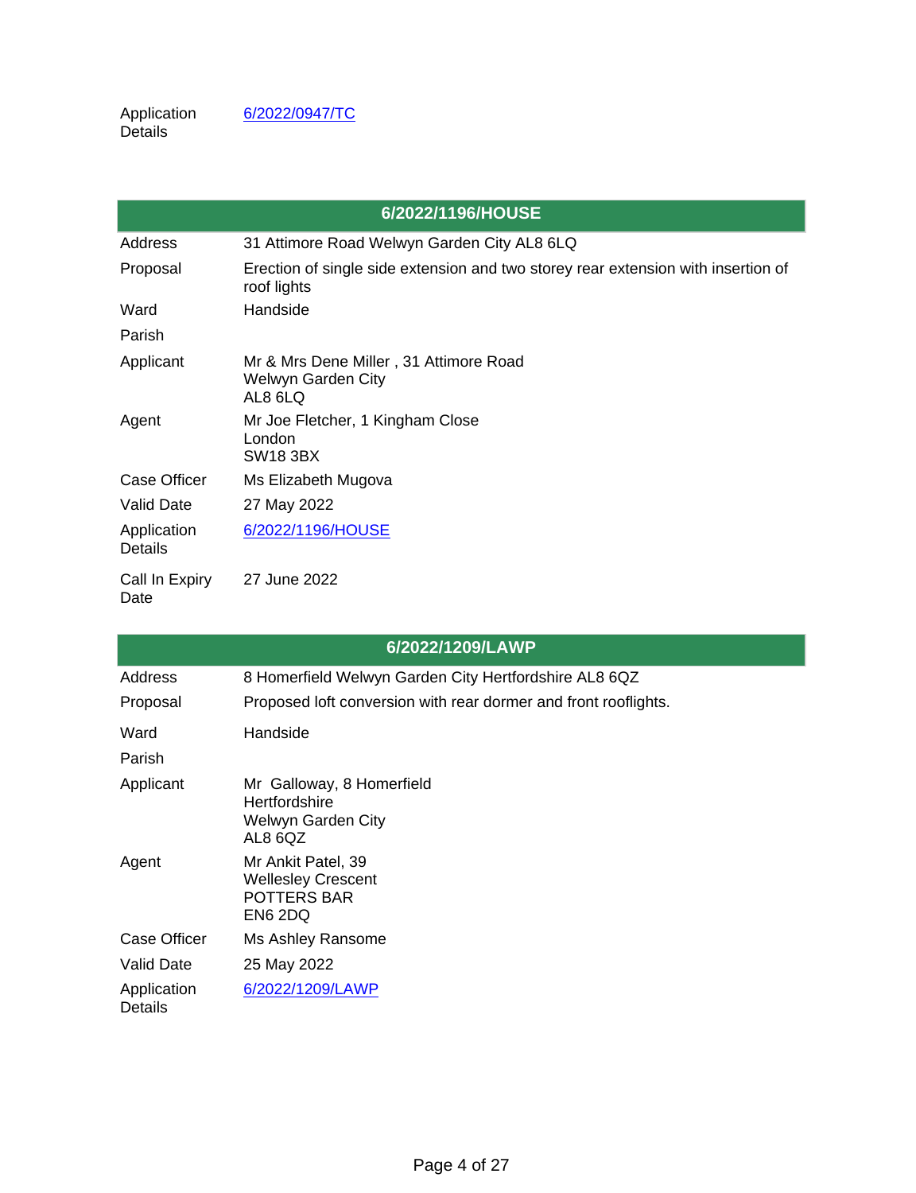| | |
|---|---|
| Application Details | 6/2022/0947/TC |

| 6/2022/1196/HOUSE | |
|---|---|
| Address | 31 Attimore Road Welwyn Garden City AL8 6LQ |
| Proposal | Erection of single side extension and two storey rear extension with insertion of roof lights |
| Ward | Handside |
| Parish | |
| Applicant | Mr & Mrs Dene Miller , 31 Attimore Road<br>Welwyn Garden City<br>AL8 6LQ |
| Agent | Mr Joe Fletcher, 1 Kingham Close<br>London<br>SW18 3BX |
| Case Officer | Ms Elizabeth Mugova |
| Valid Date | 27 May 2022 |
| Application Details | 6/2022/1196/HOUSE |
| Call In Expiry Date | 27 June 2022 |

| 6/2022/1209/LAWP | |
|---|---|
| Address | 8 Homerfield Welwyn Garden City Hertfordshire AL8 6QZ |
| Proposal | Proposed loft conversion with rear dormer and front rooflights. |
| Ward | Handside |
| Parish | |
| Applicant | Mr Galloway, 8 Homerfield<br>Hertfordshire<br>Welwyn Garden City<br>AL8 6QZ |
| Agent | Mr Ankit Patel, 39<br>Wellesley Crescent<br>POTTERS BAR<br>EN6 2DQ |
| Case Officer | Ms Ashley Ransome |
| Valid Date | 25 May 2022 |
| Application Details | 6/2022/1209/LAWP |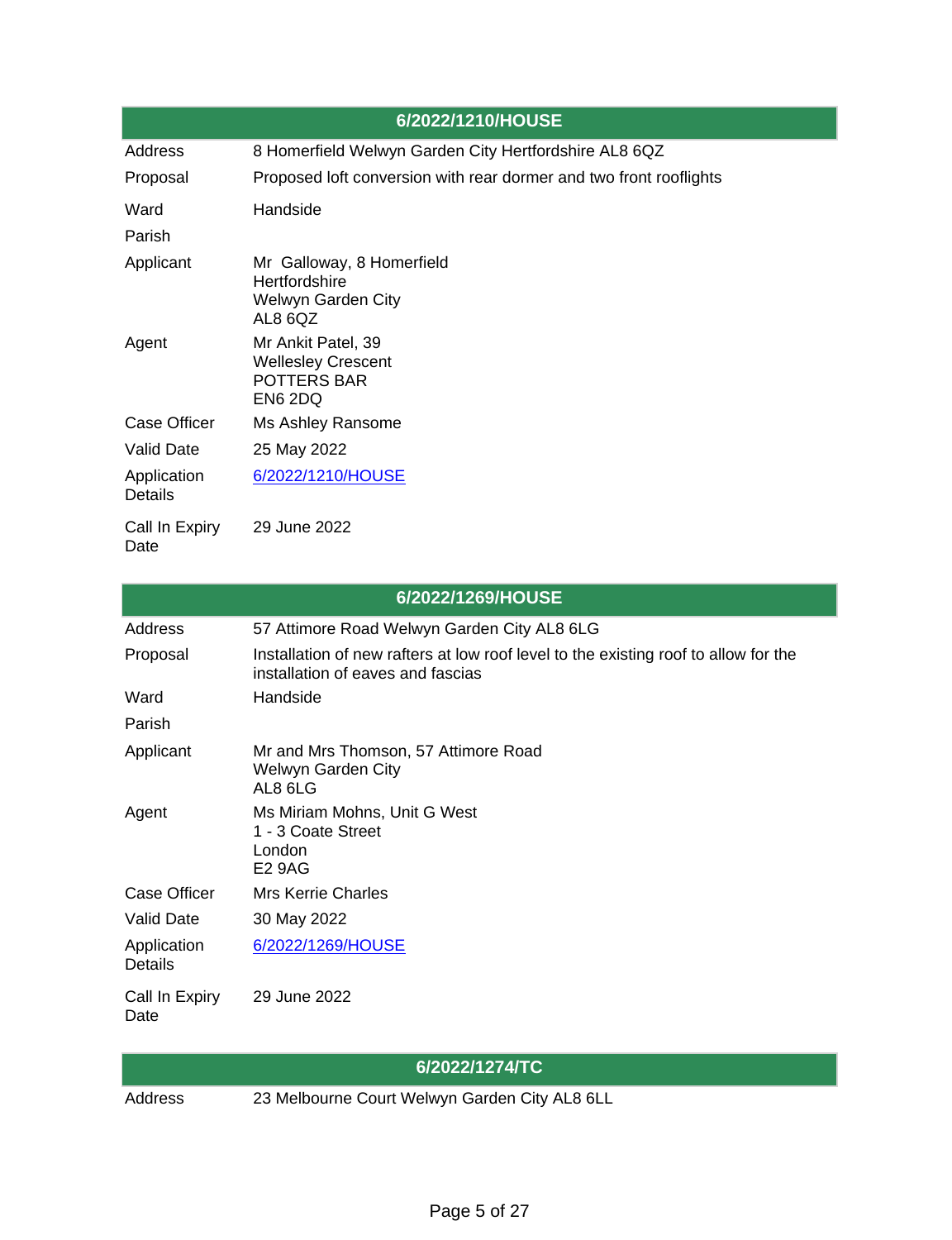| 6/2022/1210/HOUSE | |
|---|---|
| Address | 8 Homerfield Welwyn Garden City Hertfordshire AL8 6QZ |
| Proposal | Proposed loft conversion with rear dormer and two front rooflights |
| Ward | Handside |
| Parish | |
| Applicant | Mr Galloway, 8 Homerfield<br>Hertfordshire<br>Welwyn Garden City<br>AL8 6QZ |
| Agent | Mr Ankit Patel, 39<br>Wellesley Crescent<br>POTTERS BAR<br>EN6 2DQ |
| Case Officer | Ms Ashley Ransome |
| Valid Date | 25 May 2022 |
| Application Details | 6/2022/1210/HOUSE |
| Call In Expiry Date | 29 June 2022 |

| 6/2022/1269/HOUSE | |
|---|---|
| Address | 57 Attimore Road Welwyn Garden City AL8 6LG |
| Proposal | Installation of new rafters at low roof level to the existing roof to allow for the installation of eaves and fascias |
| Ward | Handside |
| Parish | |
| Applicant | Mr and Mrs Thomson, 57 Attimore Road<br>Welwyn Garden City<br>AL8 6LG |
| Agent | Ms Miriam Mohns, Unit G West<br>1 - 3 Coate Street<br>London<br>E2 9AG |
| Case Officer | Mrs Kerrie Charles |
| Valid Date | 30 May 2022 |
| Application Details | 6/2022/1269/HOUSE |
| Call In Expiry Date | 29 June 2022 |

| 6/2022/1274/TC | |
|---|---|
| Address | 23 Melbourne Court Welwyn Garden City AL8 6LL |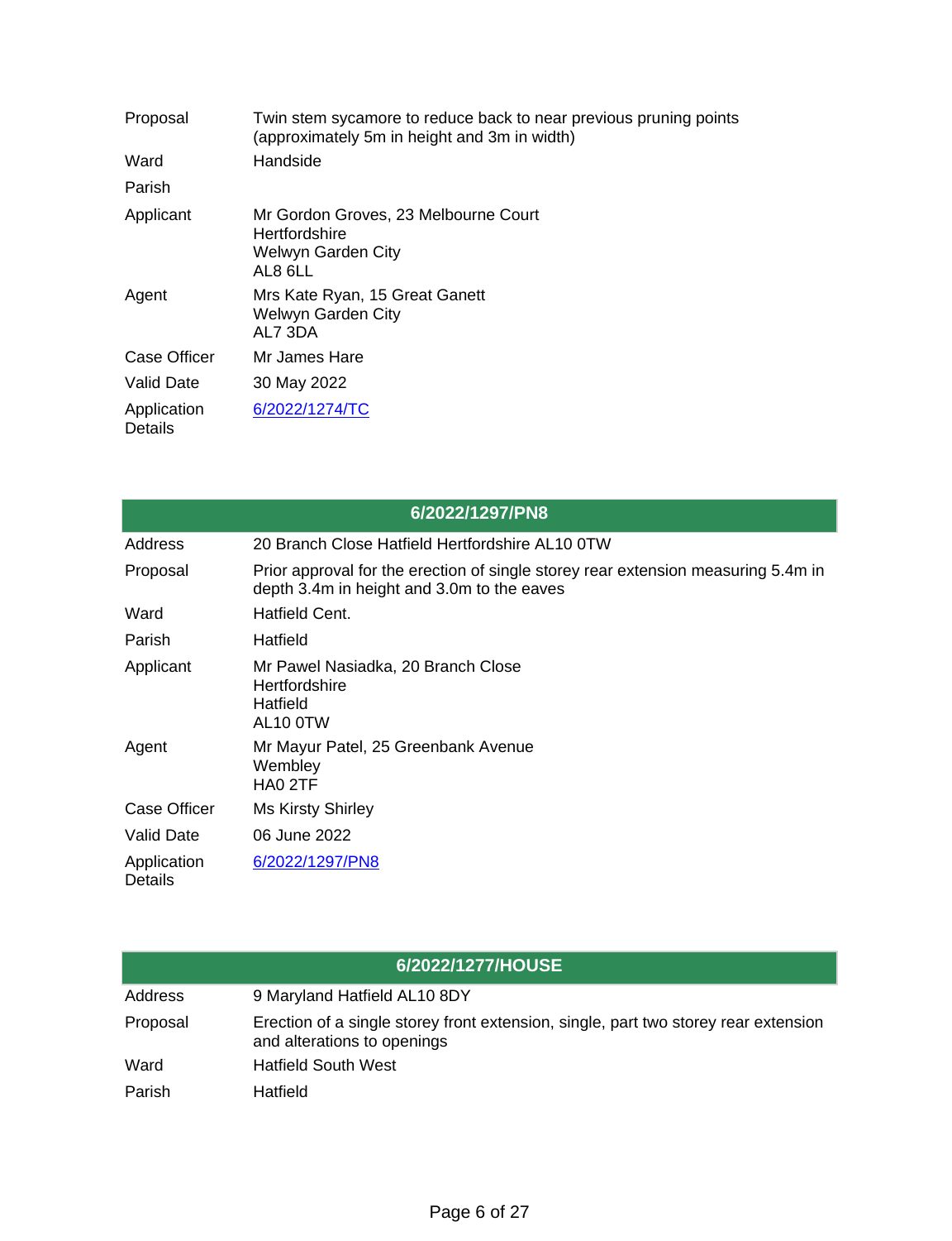| | |
|---|---|
| Proposal | Twin stem sycamore to reduce back to near previous pruning points (approximately 5m in height and 3m in width) |
| Ward | Handside |
| Parish | |
| Applicant | Mr Gordon Groves, 23 Melbourne Court<br>Hertfordshire<br>Welwyn Garden City<br>AL8 6LL |
| Agent | Mrs Kate Ryan, 15 Great Ganett<br>Welwyn Garden City<br>AL7 3DA |
| Case Officer | Mr James Hare |
| Valid Date | 30 May 2022 |
| Application Details | 6/2022/1274/TC |

| 6/2022/1297/PN8 | |
|---|---|
| Address | 20 Branch Close Hatfield Hertfordshire AL10 0TW |
| Proposal | Prior approval for the erection of single storey rear extension measuring 5.4m in depth 3.4m in height and 3.0m to the eaves |
| Ward | Hatfield Cent. |
| Parish | Hatfield |
| Applicant | Mr Pawel Nasiadka, 20 Branch Close<br>Hertfordshire<br>Hatfield<br>AL10 0TW |
| Agent | Mr Mayur Patel, 25 Greenbank Avenue<br>Wembley<br>HA0 2TF |
| Case Officer | Ms Kirsty Shirley |
| Valid Date | 06 June 2022 |
| Application Details | 6/2022/1297/PN8 |

| 6/2022/1277/HOUSE | |
|---|---|
| Address | 9 Maryland Hatfield AL10 8DY |
| Proposal | Erection of a single storey front extension, single, part two storey rear extension and alterations to openings |
| Ward | Hatfield South West |
| Parish | Hatfield |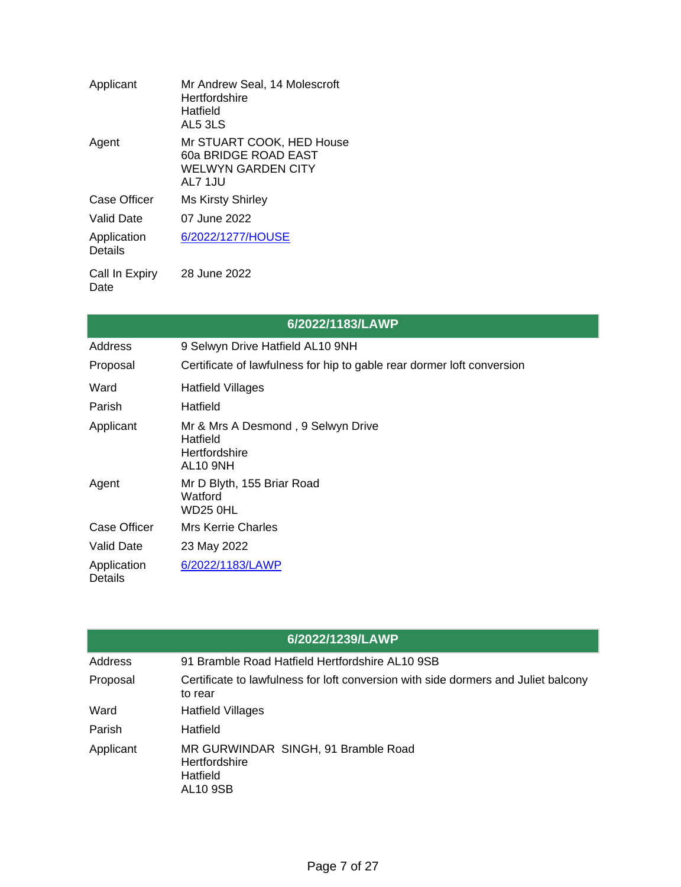| | |
|---|---|
| Applicant | Mr Andrew Seal, 14 Molescroft<br>Hertfordshire<br>Hatfield<br>AL5 3LS |
| Agent | Mr STUART COOK, HED House<br>60a BRIDGE ROAD EAST<br>WELWYN GARDEN CITY<br>AL7 1JU |
| Case Officer | Ms Kirsty Shirley |
| Valid Date | 07 June 2022 |
| Application Details | [6/2022/1277/HOUSE]() |
| Call In Expiry Date | 28 June 2022 |

## 6/2022/1183/LAWP

| | |
|---|---|
| Address | 9 Selwyn Drive Hatfield AL10 9NH |
| Proposal | Certificate of lawfulness for hip to gable rear dormer loft conversion |
| Ward | Hatfield Villages |
| Parish | Hatfield |
| Applicant | Mr & Mrs A Desmond , 9 Selwyn Drive<br>Hatfield<br>Hertfordshire<br>AL10 9NH |
| Agent | Mr D Blyth, 155 Briar Road<br>Watford<br>WD25 0HL |
| Case Officer | Mrs Kerrie Charles |
| Valid Date | 23 May 2022 |
| Application Details | [6/2022/1183/LAWP]() |

## 6/2022/1239/LAWP

| | |
|---|---|
| Address | 91 Bramble Road Hatfield Hertfordshire AL10 9SB |
| Proposal | Certificate to lawfulness for loft conversion with side dormers and Juliet balcony to rear |
| Ward | Hatfield Villages |
| Parish | Hatfield |
| Applicant | MR GURWINDAR SINGH, 91 Bramble Road<br>Hertfordshire<br>Hatfield<br>AL10 9SB |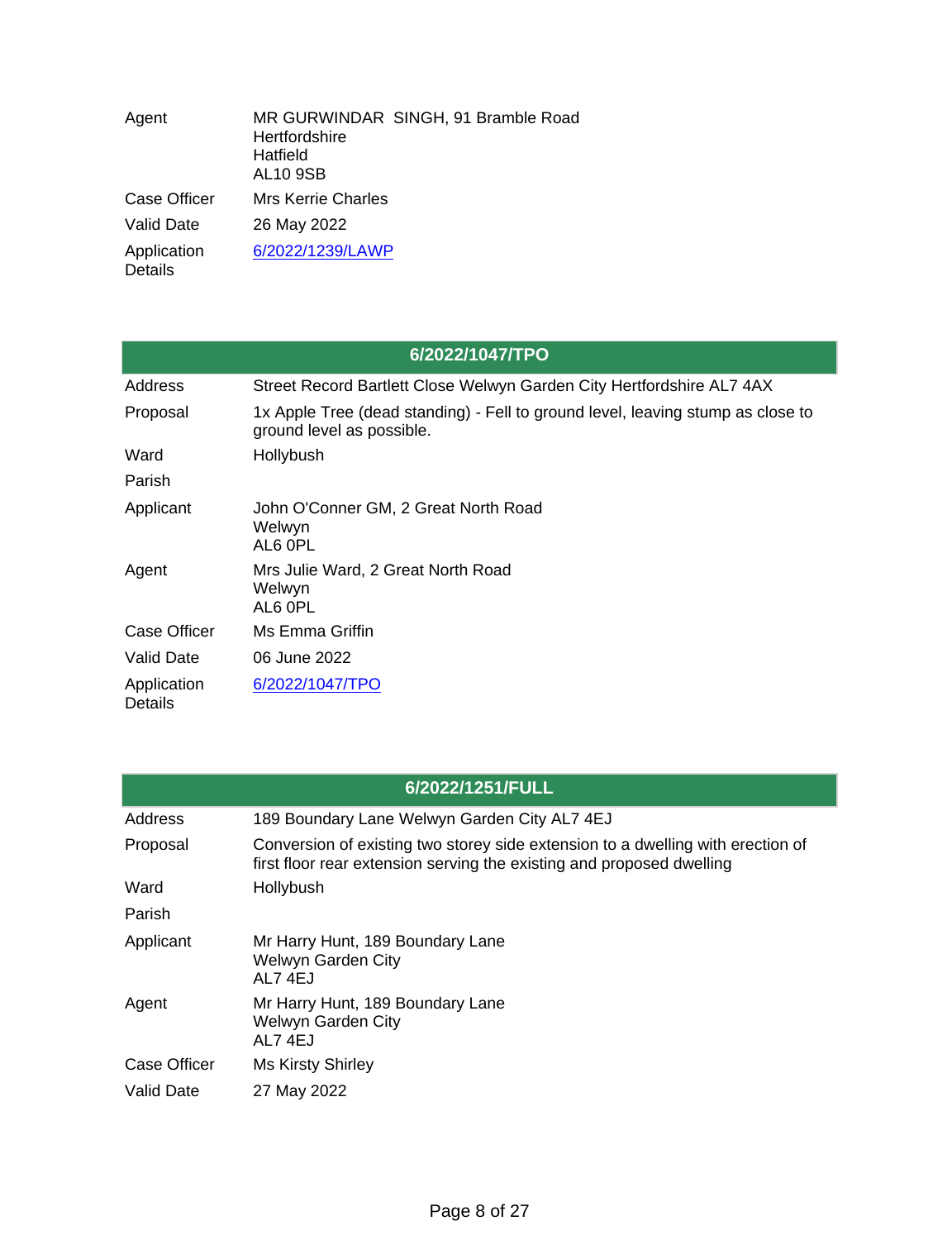| | |
|---|---|
| Agent | MR GURWINDAR SINGH, 91 Bramble Road<br>Hertfordshire<br>Hatfield<br>AL10 9SB |
| Case Officer | Mrs Kerrie Charles |
| Valid Date | 26 May 2022 |
| Application Details | [6/2022/1239/LAWP]() |

## 6/2022/1047/TPO

| | |
|---|---|
| Address | Street Record Bartlett Close Welwyn Garden City Hertfordshire AL7 4AX |
| Proposal | 1x Apple Tree (dead standing) - Fell to ground level, leaving stump as close to ground level as possible. |
| Ward | Hollybush |
| Parish | |
| Applicant | John O'Conner GM, 2 Great North Road<br>Welwyn<br>AL6 0PL |
| Agent | Mrs Julie Ward, 2 Great North Road<br>Welwyn<br>AL6 0PL |
| Case Officer | Ms Emma Griffin |
| Valid Date | 06 June 2022 |
| Application Details | [6/2022/1047/TPO]() |

## 6/2022/1251/FULL

| | |
|---|---|
| Address | 189 Boundary Lane Welwyn Garden City AL7 4EJ |
| Proposal | Conversion of existing two storey side extension to a dwelling with erection of first floor rear extension serving the existing and proposed dwelling |
| Ward | Hollybush |
| Parish | |
| Applicant | Mr Harry Hunt, 189 Boundary Lane<br>Welwyn Garden City<br>AL7 4EJ |
| Agent | Mr Harry Hunt, 189 Boundary Lane<br>Welwyn Garden City<br>AL7 4EJ |
| Case Officer | Ms Kirsty Shirley |
| Valid Date | 27 May 2022 |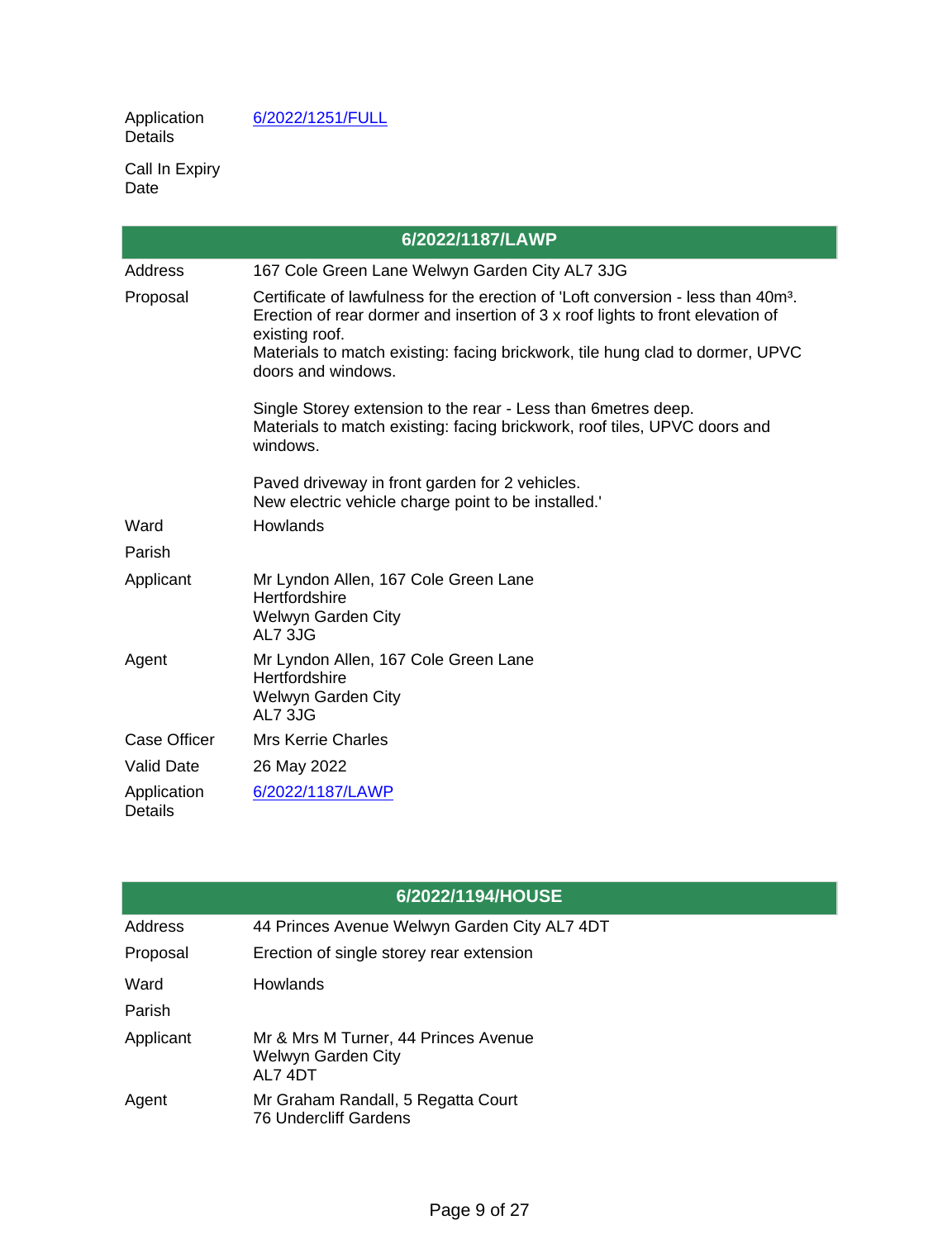| | |
|---|---|
| Application Details | 6/2022/1251/FULL |
| Call In Expiry Date | |

## 6/2022/1187/LAWP

| | |
|---|---|
| Address | 167 Cole Green Lane Welwyn Garden City AL7 3JG |
| Proposal | Certificate of lawfulness for the erection of 'Loft conversion - less than 40m³. Erection of rear dormer and insertion of 3 x roof lights to front elevation of existing roof.<br>Materials to match existing: facing brickwork, tile hung clad to dormer, UPVC doors and windows.<br><br>Single Storey extension to the rear - Less than 6metres deep.<br>Materials to match existing: facing brickwork, roof tiles, UPVC doors and windows.<br><br>Paved driveway in front garden for 2 vehicles.<br>New electric vehicle charge point to be installed.' |
| Ward | Howlands |
| Parish | |
| Applicant | Mr Lyndon Allen, 167 Cole Green Lane<br>Hertfordshire<br>Welwyn Garden City<br>AL7 3JG |
| Agent | Mr Lyndon Allen, 167 Cole Green Lane<br>Hertfordshire<br>Welwyn Garden City<br>AL7 3JG |
| Case Officer | Mrs Kerrie Charles |
| Valid Date | 26 May 2022 |
| Application Details | 6/2022/1187/LAWP |

## 6/2022/1194/HOUSE

| | |
|---|---|
| Address | 44 Princes Avenue Welwyn Garden City AL7 4DT |
| Proposal | Erection of single storey rear extension |
| Ward | Howlands |
| Parish | |
| Applicant | Mr & Mrs M Turner, 44 Princes Avenue<br>Welwyn Garden City<br>AL7 4DT |
| Agent | Mr Graham Randall, 5 Regatta Court<br>76 Undercliff Gardens |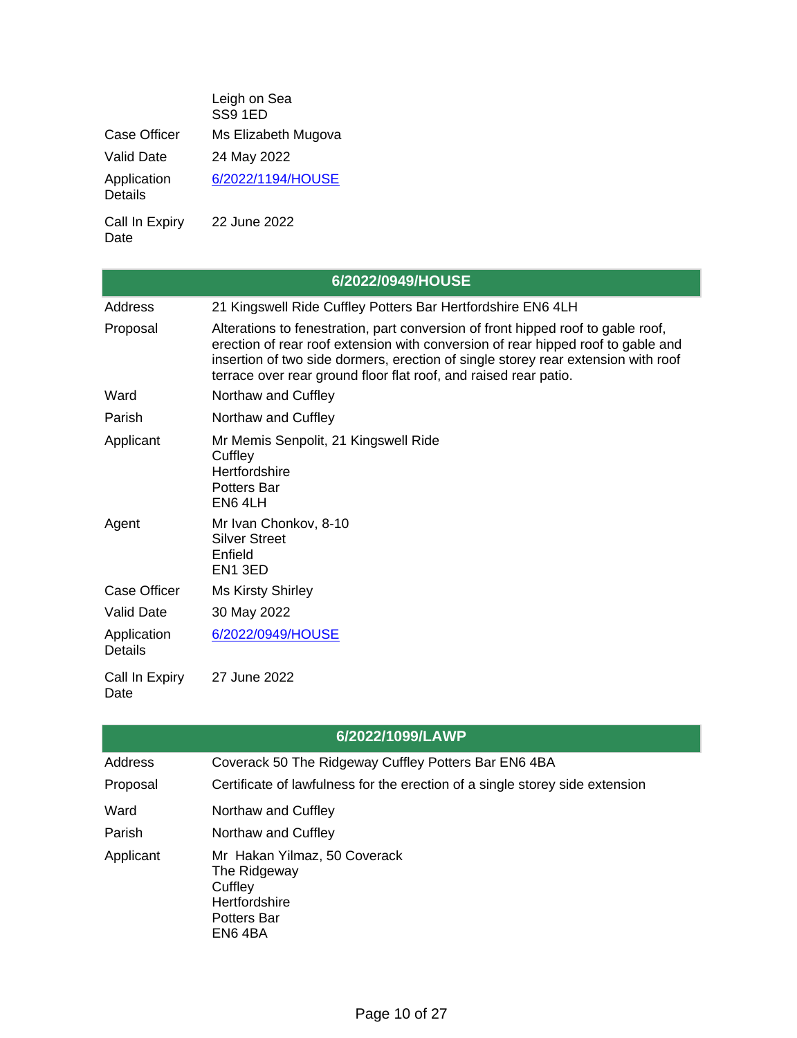| | |
|---|---|
| | Leigh on Sea<br>SS9 1ED |
| Case Officer | Ms Elizabeth Mugova |
| Valid Date | 24 May 2022 |
| Application Details | 6/2022/1194/HOUSE |
| Call In Expiry Date | 22 June 2022 |

| 6/2022/0949/HOUSE | |
|---|---|
| Address | 21 Kingswell Ride Cuffley Potters Bar Hertfordshire EN6 4LH |
| Proposal | Alterations to fenestration, part conversion of front hipped roof to gable roof, erection of rear roof extension with conversion of rear hipped roof to gable and insertion of two side dormers, erection of single storey rear extension with roof terrace over rear ground floor flat roof, and raised rear patio. |
| Ward | Northaw and Cuffley |
| Parish | Northaw and Cuffley |
| Applicant | Mr Memis Senpolit, 21 Kingswell Ride<br>Cuffley<br>Hertfordshire<br>Potters Bar<br>EN6 4LH |
| Agent | Mr Ivan Chonkov, 8-10<br>Silver Street<br>Enfield<br>EN1 3ED |
| Case Officer | Ms Kirsty Shirley |
| Valid Date | 30 May 2022 |
| Application Details | 6/2022/0949/HOUSE |
| Call In Expiry Date | 27 June 2022 |

| 6/2022/1099/LAWP | |
|---|---|
| Address | Coverack 50 The Ridgeway Cuffley Potters Bar EN6 4BA |
| Proposal | Certificate of lawfulness for the erection of a single storey side extension |
| Ward | Northaw and Cuffley |
| Parish | Northaw and Cuffley |
| Applicant | Mr Hakan Yilmaz, 50 Coverack<br>The Ridgeway<br>Cuffley<br>Hertfordshire<br>Potters Bar<br>EN6 4BA |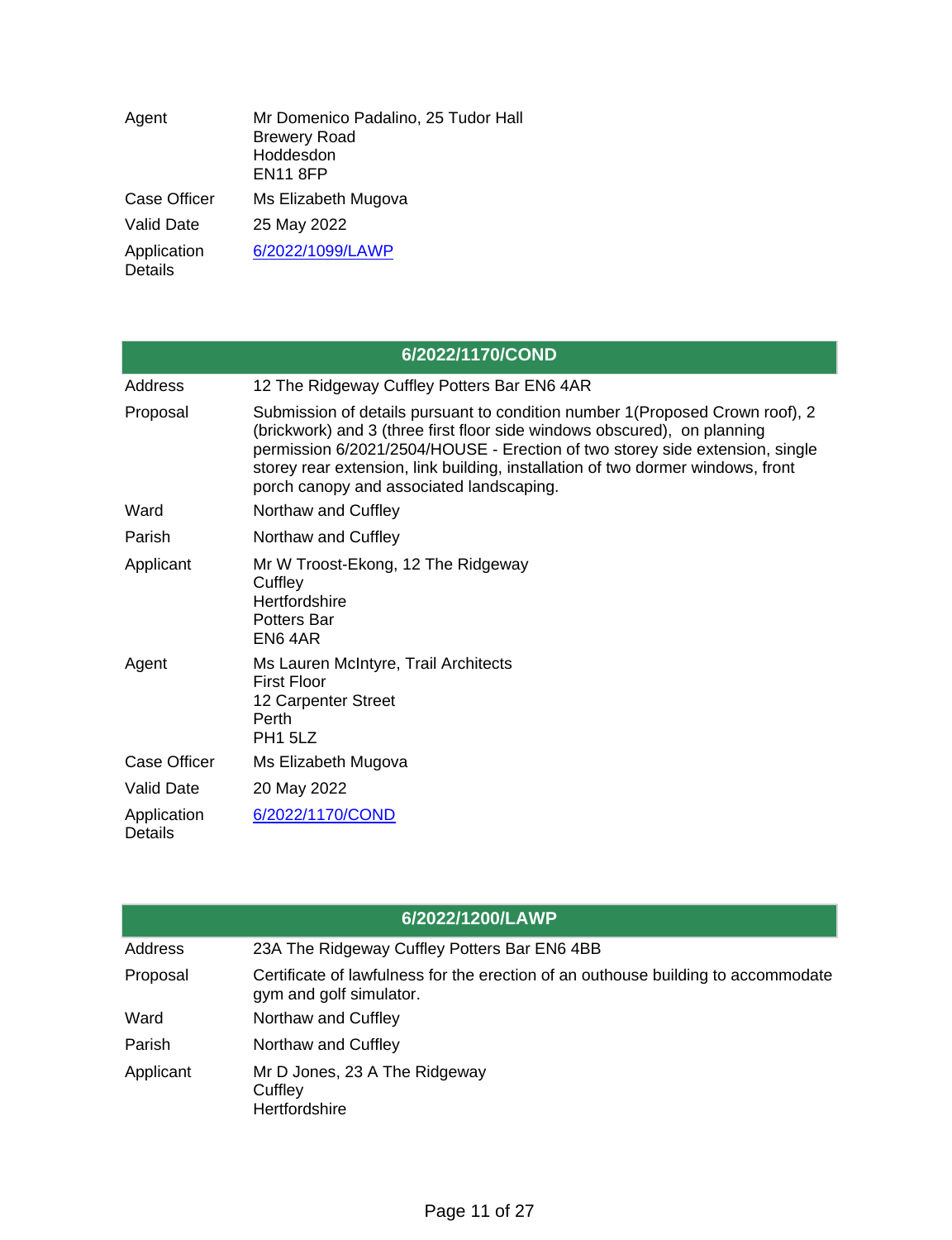| | |
|---|---|
| Agent | Mr Domenico Padalino, 25 Tudor Hall<br>Brewery Road<br>Hoddesdon<br>EN11 8FP |
| Case Officer | Ms Elizabeth Mugova |
| Valid Date | 25 May 2022 |
| Application Details | 6/2022/1099/LAWP |

| 6/2022/1170/COND | |
|---|---|
| Address | 12 The Ridgeway Cuffley Potters Bar EN6 4AR |
| Proposal | Submission of details pursuant to condition number 1(Proposed Crown roof), 2 (brickwork) and 3 (three first floor side windows obscured), on planning permission 6/2021/2504/HOUSE - Erection of two storey side extension, single storey rear extension, link building, installation of two dormer windows, front porch canopy and associated landscaping. |
| Ward | Northaw and Cuffley |
| Parish | Northaw and Cuffley |
| Applicant | Mr W Troost-Ekong, 12 The Ridgeway<br>Cuffley<br>Hertfordshire<br>Potters Bar<br>EN6 4AR |
| Agent | Ms Lauren McIntyre, Trail Architects<br>First Floor<br>12 Carpenter Street<br>Perth<br>PH1 5LZ |
| Case Officer | Ms Elizabeth Mugova |
| Valid Date | 20 May 2022 |
| Application Details | 6/2022/1170/COND |

| 6/2022/1200/LAWP | |
|---|---|
| Address | 23A The Ridgeway Cuffley Potters Bar EN6 4BB |
| Proposal | Certificate of lawfulness for the erection of an outhouse building to accommodate gym and golf simulator. |
| Ward | Northaw and Cuffley |
| Parish | Northaw and Cuffley |
| Applicant | Mr D Jones, 23 A The Ridgeway<br>Cuffley<br>Hertfordshire |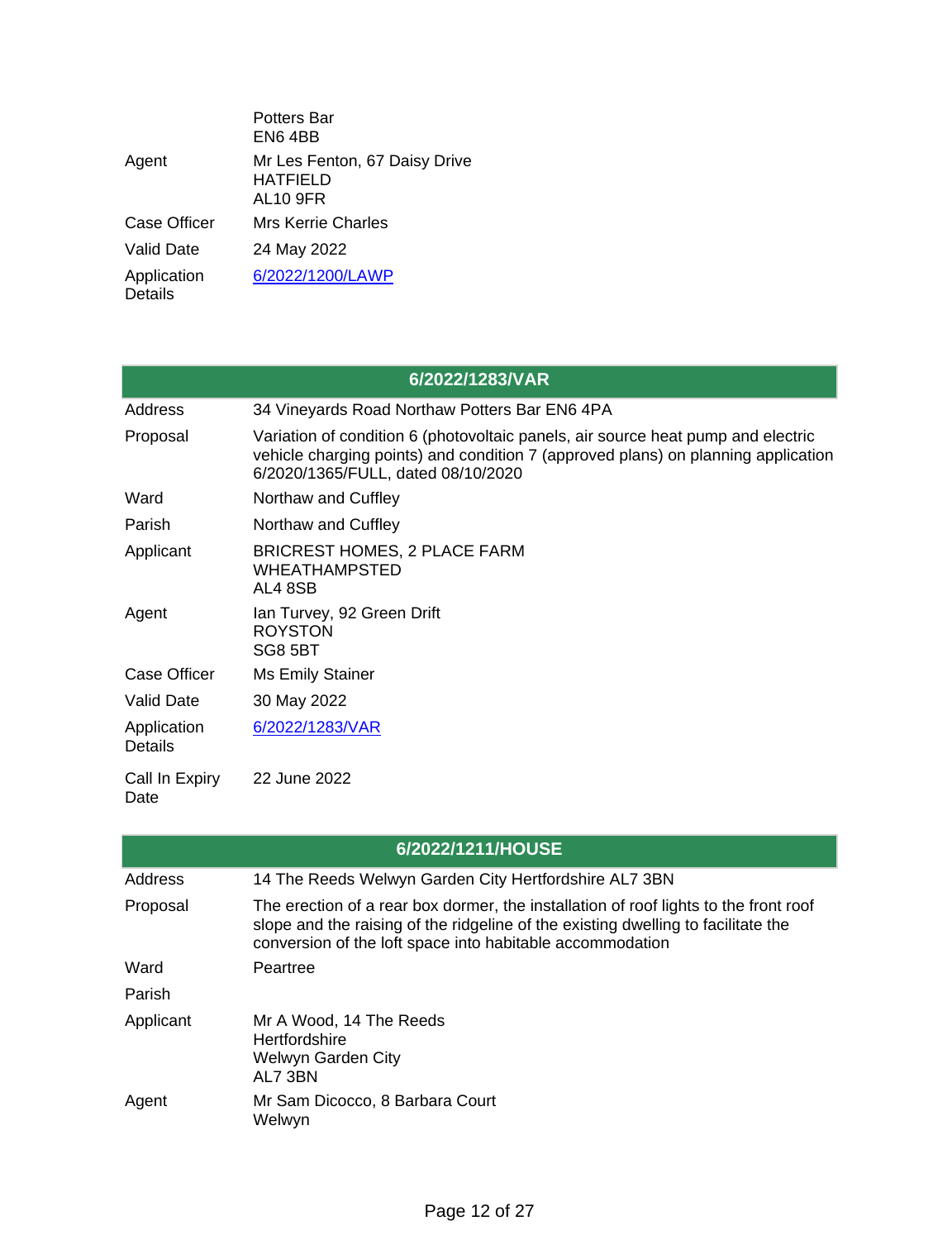| | |
|---|---|
| | Potters Bar<br>EN6 4BB |
| Agent | Mr Les Fenton, 67 Daisy Drive<br>HATFIELD<br>AL10 9FR |
| Case Officer | Mrs Kerrie Charles |
| Valid Date | 24 May 2022 |
| Application Details | 6/2022/1200/LAWP |

| 6/2022/1283/VAR | |
|---|---|
| Address | 34 Vineyards Road Northaw Potters Bar EN6 4PA |
| Proposal | Variation of condition 6 (photovoltaic panels, air source heat pump and electric vehicle charging points) and condition 7 (approved plans) on planning application 6/2020/1365/FULL, dated 08/10/2020 |
| Ward | Northaw and Cuffley |
| Parish | Northaw and Cuffley |
| Applicant | BRICREST HOMES, 2 PLACE FARM<br>WHEATHAMPSTED<br>AL4 8SB |
| Agent | Ian Turvey, 92 Green Drift<br>ROYSTON<br>SG8 5BT |
| Case Officer | Ms Emily Stainer |
| Valid Date | 30 May 2022 |
| Application Details | 6/2022/1283/VAR |
| Call In Expiry Date | 22 June 2022 |

| 6/2022/1211/HOUSE | |
|---|---|
| Address | 14 The Reeds Welwyn Garden City Hertfordshire AL7 3BN |
| Proposal | The erection of a rear box dormer, the installation of roof lights to the front roof slope and the raising of the ridgeline of the existing dwelling to facilitate the conversion of the loft space into habitable accommodation |
| Ward | Peartree |
| Parish | |
| Applicant | Mr A Wood, 14 The Reeds<br>Hertfordshire<br>Welwyn Garden City<br>AL7 3BN |
| Agent | Mr Sam Dicocco, 8 Barbara Court<br>Welwyn |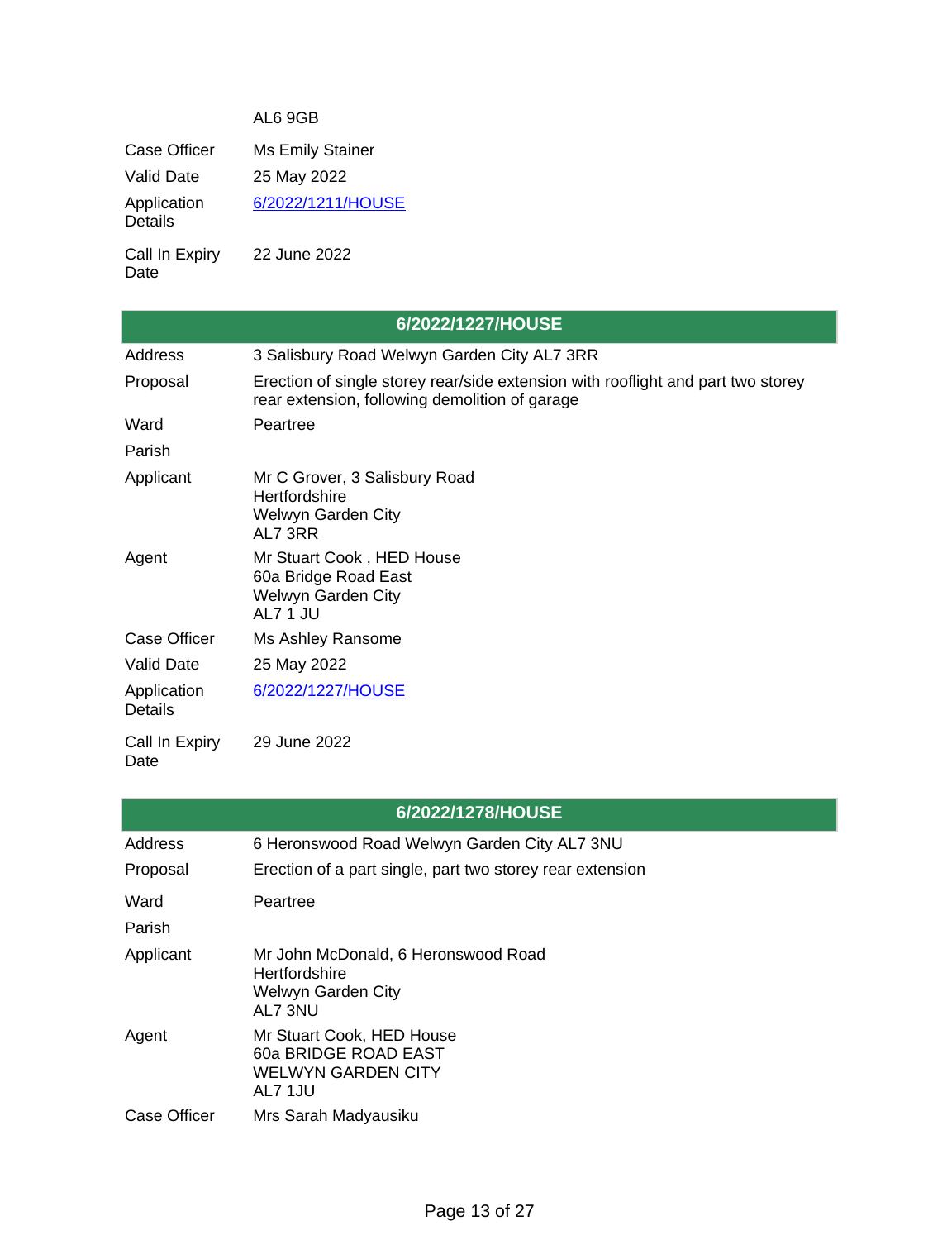| | AL6 9GB |
|---|---|
| Case Officer | Ms Emily Stainer |
| Valid Date | 25 May 2022 |
| Application Details | 6/2022/1211/HOUSE |
| Call In Expiry Date | 22 June 2022 |

| 6/2022/1227/HOUSE | |
|---|---|
| Address | 3 Salisbury Road Welwyn Garden City AL7 3RR |
| Proposal | Erection of single storey rear/side extension with rooflight and part two storey rear extension, following demolition of garage |
| Ward | Peartree |
| Parish | |
| Applicant | Mr C Grover, 3 Salisbury Road<br>Hertfordshire<br>Welwyn Garden City<br>AL7 3RR |
| Agent | Mr Stuart Cook , HED House<br>60a Bridge Road East<br>Welwyn Garden City<br>AL7 1 JU |
| Case Officer | Ms Ashley Ransome |
| Valid Date | 25 May 2022 |
| Application Details | 6/2022/1227/HOUSE |
| Call In Expiry Date | 29 June 2022 |

| 6/2022/1278/HOUSE | |
|---|---|
| Address | 6 Heronswood Road Welwyn Garden City AL7 3NU |
| Proposal | Erection of a part single, part two storey rear extension |
| Ward | Peartree |
| Parish | |
| Applicant | Mr John McDonald, 6 Heronswood Road<br>Hertfordshire<br>Welwyn Garden City<br>AL7 3NU |
| Agent | Mr Stuart Cook, HED House<br>60a BRIDGE ROAD EAST<br>WELWYN GARDEN CITY<br>AL7 1JU |
| Case Officer | Mrs Sarah Madyausiku |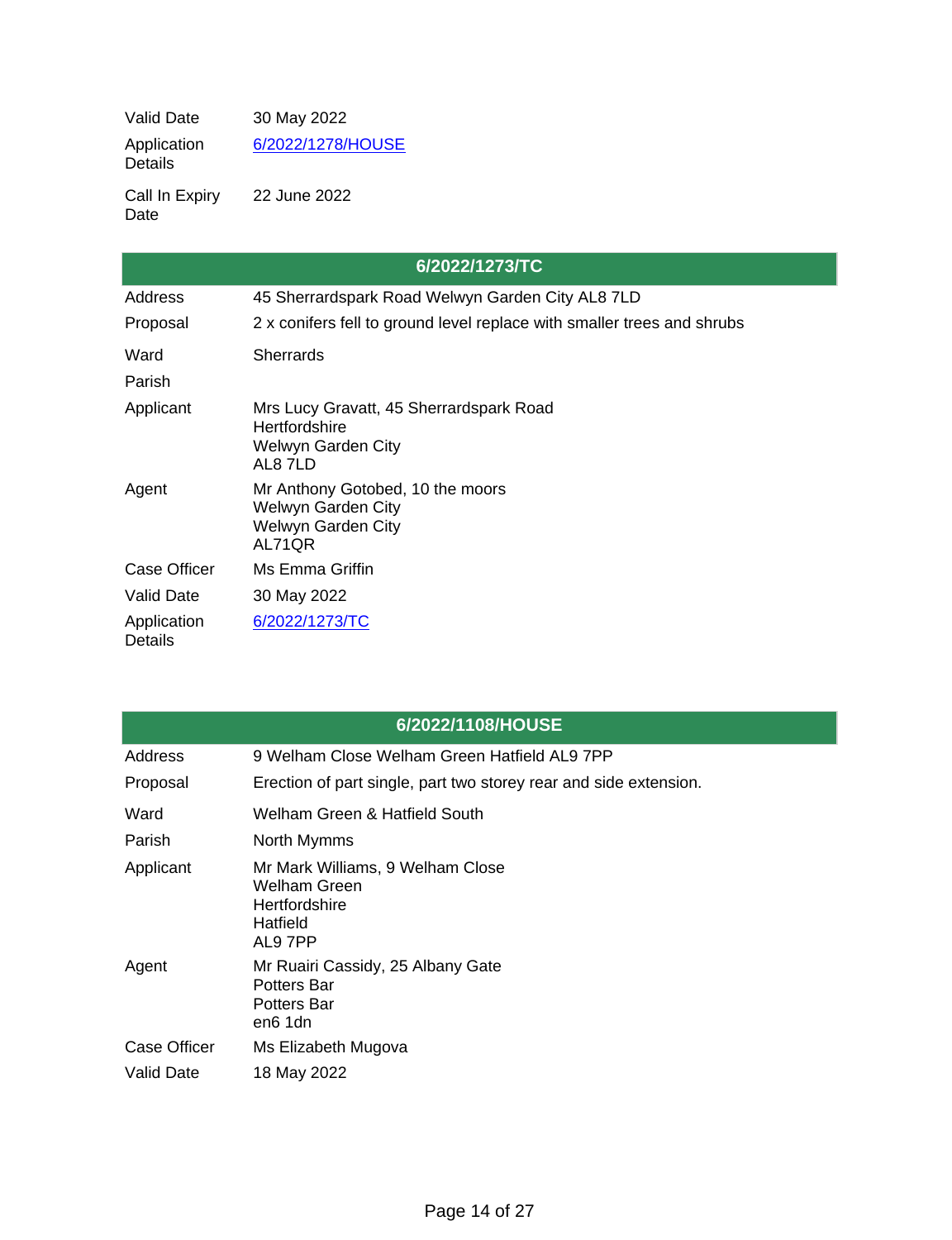| | |
|---|---|
| Valid Date | 30 May 2022 |
| Application Details | 6/2022/1278/HOUSE |
| Call In Expiry Date | 22 June 2022 |

## 6/2022/1273/TC

| | |
|---|---|
| Address | 45 Sherrardspark Road Welwyn Garden City AL8 7LD |
| Proposal | 2 x conifers fell to ground level replace with smaller trees and shrubs |
| Ward | Sherrards |
| Parish | |
| Applicant | Mrs Lucy Gravatt, 45 Sherrardspark Road<br>Hertfordshire<br>Welwyn Garden City<br>AL8 7LD |
| Agent | Mr Anthony Gotobed, 10 the moors<br>Welwyn Garden City<br>Welwyn Garden City<br>AL71QR |
| Case Officer | Ms Emma Griffin |
| Valid Date | 30 May 2022 |
| Application Details | 6/2022/1273/TC |

## 6/2022/1108/HOUSE

| | |
|---|---|
| Address | 9 Welham Close Welham Green Hatfield AL9 7PP |
| Proposal | Erection of part single, part two storey rear and side extension. |
| Ward | Welham Green & Hatfield South |
| Parish | North Mymms |
| Applicant | Mr Mark Williams, 9 Welham Close<br>Welham Green<br>Hertfordshire<br>Hatfield<br>AL9 7PP |
| Agent | Mr Ruairi Cassidy, 25 Albany Gate<br>Potters Bar<br>Potters Bar<br>en6 1dn |
| Case Officer | Ms Elizabeth Mugova |
| Valid Date | 18 May 2022 |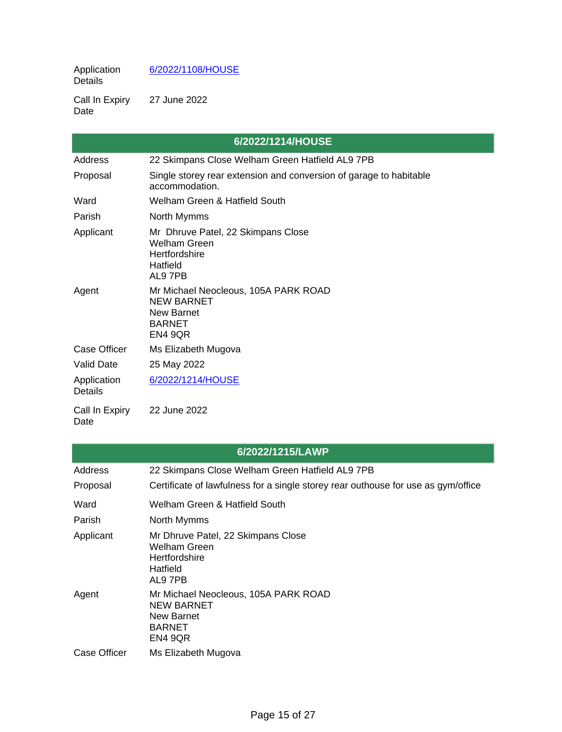| | |
|---|---|
| Application Details | [6/2022/1108/HOUSE]() |
| Call In Expiry Date | 27 June 2022 |

| 6/2022/1214/HOUSE | |
|---|---|
| Address | 22 Skimpans Close Welham Green Hatfield AL9 7PB |
| Proposal | Single storey rear extension and conversion of garage to habitable accommodation. |
| Ward | Welham Green & Hatfield South |
| Parish | North Mymms |
| Applicant | Mr Dhruve Patel, 22 Skimpans Close<br>Welham Green<br>Hertfordshire<br>Hatfield<br>AL9 7PB |
| Agent | Mr Michael Neocleous, 105A PARK ROAD<br>NEW BARNET<br>New Barnet<br>BARNET<br>EN4 9QR |
| Case Officer | Ms Elizabeth Mugova |
| Valid Date | 25 May 2022 |
| Application Details | [6/2022/1214/HOUSE]() |
| Call In Expiry Date | 22 June 2022 |

| 6/2022/1215/LAWP | |
|---|---|
| Address | 22 Skimpans Close Welham Green Hatfield AL9 7PB |
| Proposal | Certificate of lawfulness for a single storey rear outhouse for use as gym/office |
| Ward | Welham Green & Hatfield South |
| Parish | North Mymms |
| Applicant | Mr Dhruve Patel, 22 Skimpans Close<br>Welham Green<br>Hertfordshire<br>Hatfield<br>AL9 7PB |
| Agent | Mr Michael Neocleous, 105A PARK ROAD<br>NEW BARNET<br>New Barnet<br>BARNET<br>EN4 9QR |
| Case Officer | Ms Elizabeth Mugova |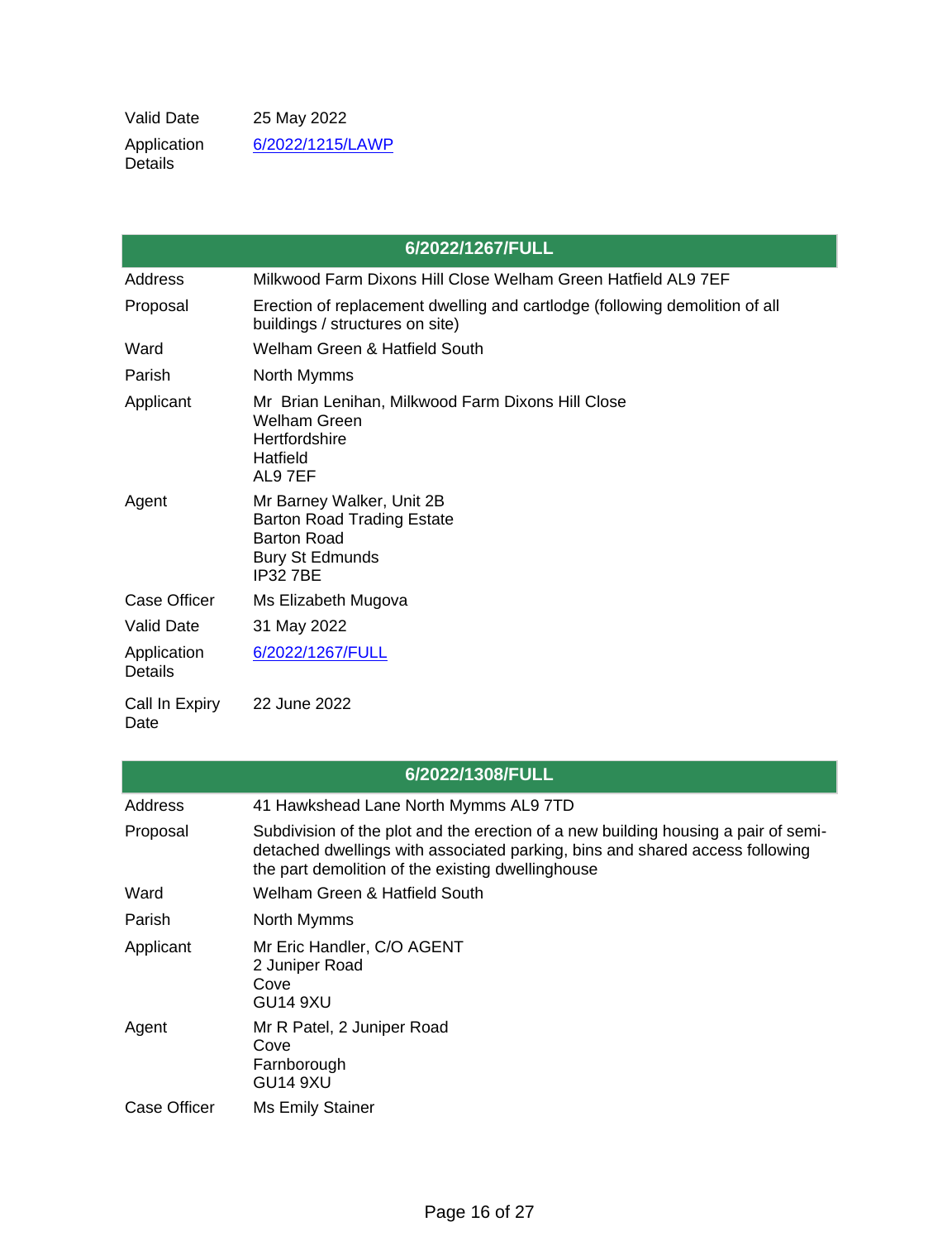| | |
|---|---|
| Valid Date | 25 May 2022 |
| Application Details | 6/2022/1215/LAWP |

| 6/2022/1267/FULL | |
|---|---|
| Address | Milkwood Farm Dixons Hill Close Welham Green Hatfield AL9 7EF |
| Proposal | Erection of replacement dwelling and cartlodge (following demolition of all buildings / structures on site) |
| Ward | Welham Green & Hatfield South |
| Parish | North Mymms |
| Applicant | Mr Brian Lenihan, Milkwood Farm Dixons Hill Close<br>Welham Green<br>Hertfordshire<br>Hatfield<br>AL9 7EF |
| Agent | Mr Barney Walker, Unit 2B<br>Barton Road Trading Estate<br>Barton Road<br>Bury St Edmunds<br>IP32 7BE |
| Case Officer | Ms Elizabeth Mugova |
| Valid Date | 31 May 2022 |
| Application Details | 6/2022/1267/FULL |
| Call In Expiry Date | 22 June 2022 |

| 6/2022/1308/FULL | |
|---|---|
| Address | 41 Hawkshead Lane North Mymms AL9 7TD |
| Proposal | Subdivision of the plot and the erection of a new building housing a pair of semi-detached dwellings with associated parking, bins and shared access following the part demolition of the existing dwellinghouse |
| Ward | Welham Green & Hatfield South |
| Parish | North Mymms |
| Applicant | Mr Eric Handler, C/O AGENT<br>2 Juniper Road<br>Cove<br>GU14 9XU |
| Agent | Mr R Patel, 2 Juniper Road<br>Cove<br>Farnborough<br>GU14 9XU |
| Case Officer | Ms Emily Stainer |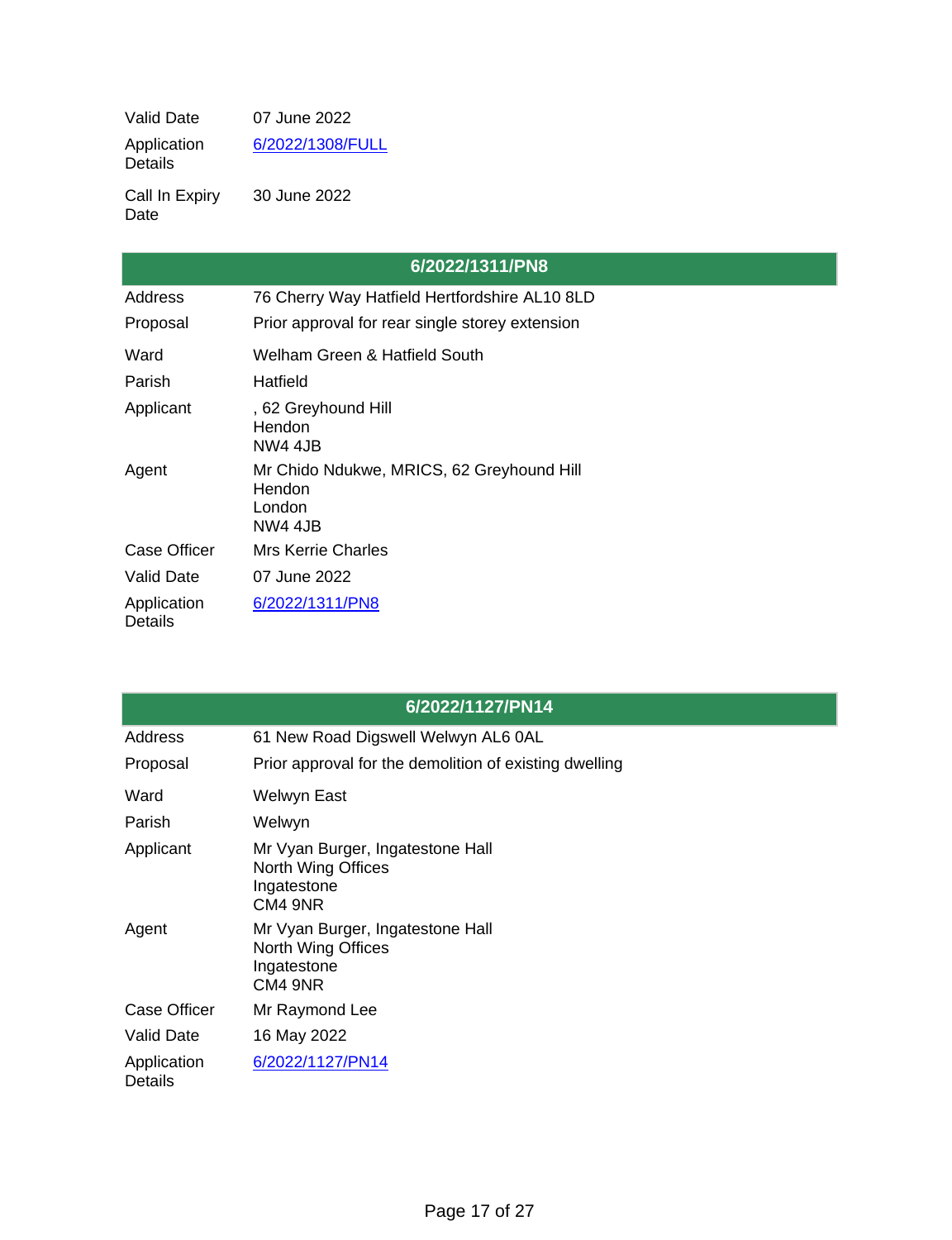| | |
|---|---|
| Valid Date | 07 June 2022 |
| Application Details | 6/2022/1308/FULL |
| Call In Expiry Date | 30 June 2022 |

| 6/2022/1311/PN8 | |
|---|---|
| Address | 76 Cherry Way Hatfield Hertfordshire AL10 8LD |
| Proposal | Prior approval for rear single storey extension |
| Ward | Welham Green & Hatfield South |
| Parish | Hatfield |
| Applicant | , 62 Greyhound Hill<br>Hendon<br>NW4 4JB |
| Agent | Mr Chido Ndukwe, MRICS, 62 Greyhound Hill<br>Hendon<br>London<br>NW4 4JB |
| Case Officer | Mrs Kerrie Charles |
| Valid Date | 07 June 2022 |
| Application Details | 6/2022/1311/PN8 |

| 6/2022/1127/PN14 | |
|---|---|
| Address | 61 New Road Digswell Welwyn AL6 0AL |
| Proposal | Prior approval for the demolition of existing dwelling |
| Ward | Welwyn East |
| Parish | Welwyn |
| Applicant | Mr Vyan Burger, Ingatestone Hall<br>North Wing Offices<br>Ingatestone<br>CM4 9NR |
| Agent | Mr Vyan Burger, Ingatestone Hall<br>North Wing Offices<br>Ingatestone<br>CM4 9NR |
| Case Officer | Mr Raymond Lee |
| Valid Date | 16 May 2022 |
| Application Details | 6/2022/1127/PN14 |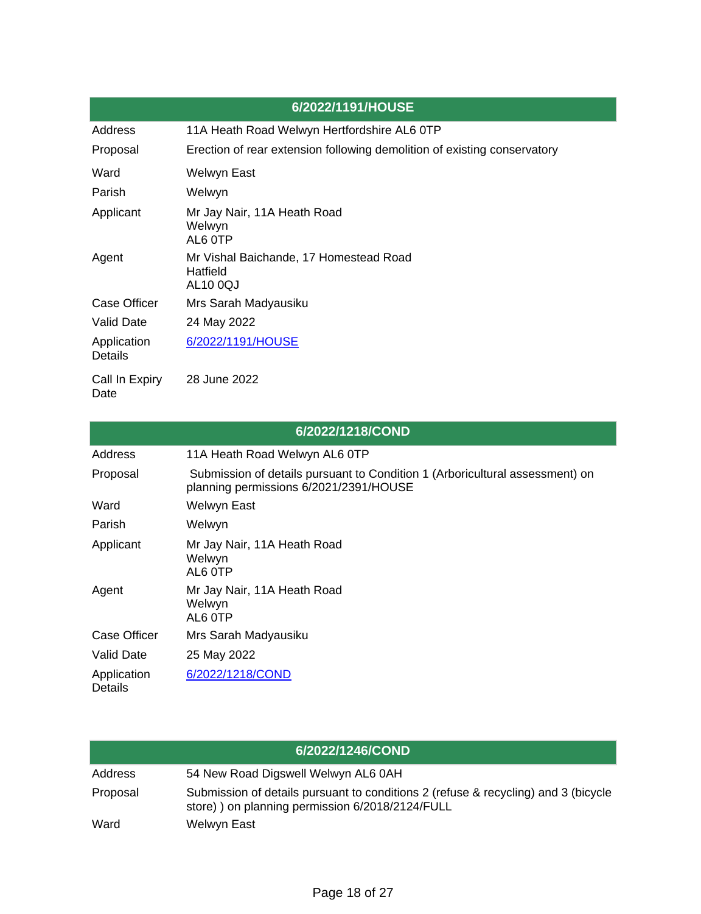| 6/2022/1191/HOUSE | |
|---|---|
| Address | 11A Heath Road Welwyn Hertfordshire AL6 0TP |
| Proposal | Erection of rear extension following demolition of existing conservatory |
| Ward | Welwyn East |
| Parish | Welwyn |
| Applicant | Mr Jay Nair, 11A Heath Road Welwyn AL6 0TP |
| Agent | Mr Vishal Baichande, 17 Homestead Road Hatfield AL10 0QJ |
| Case Officer | Mrs Sarah Madyausiku |
| Valid Date | 24 May 2022 |
| Application Details | 6/2022/1191/HOUSE |
| Call In Expiry Date | 28 June 2022 |

| 6/2022/1218/COND | |
|---|---|
| Address | 11A Heath Road Welwyn AL6 0TP |
| Proposal | Submission of details pursuant to Condition 1 (Arboricultural assessment) on planning permissions 6/2021/2391/HOUSE |
| Ward | Welwyn East |
| Parish | Welwyn |
| Applicant | Mr Jay Nair, 11A Heath Road Welwyn AL6 0TP |
| Agent | Mr Jay Nair, 11A Heath Road Welwyn AL6 0TP |
| Case Officer | Mrs Sarah Madyausiku |
| Valid Date | 25 May 2022 |
| Application Details | 6/2022/1218/COND |

| 6/2022/1246/COND | |
|---|---|
| Address | 54 New Road Digswell Welwyn AL6 0AH |
| Proposal | Submission of details pursuant to conditions 2 (refuse & recycling) and 3 (bicycle store) ) on planning permission 6/2018/2124/FULL |
| Ward | Welwyn East |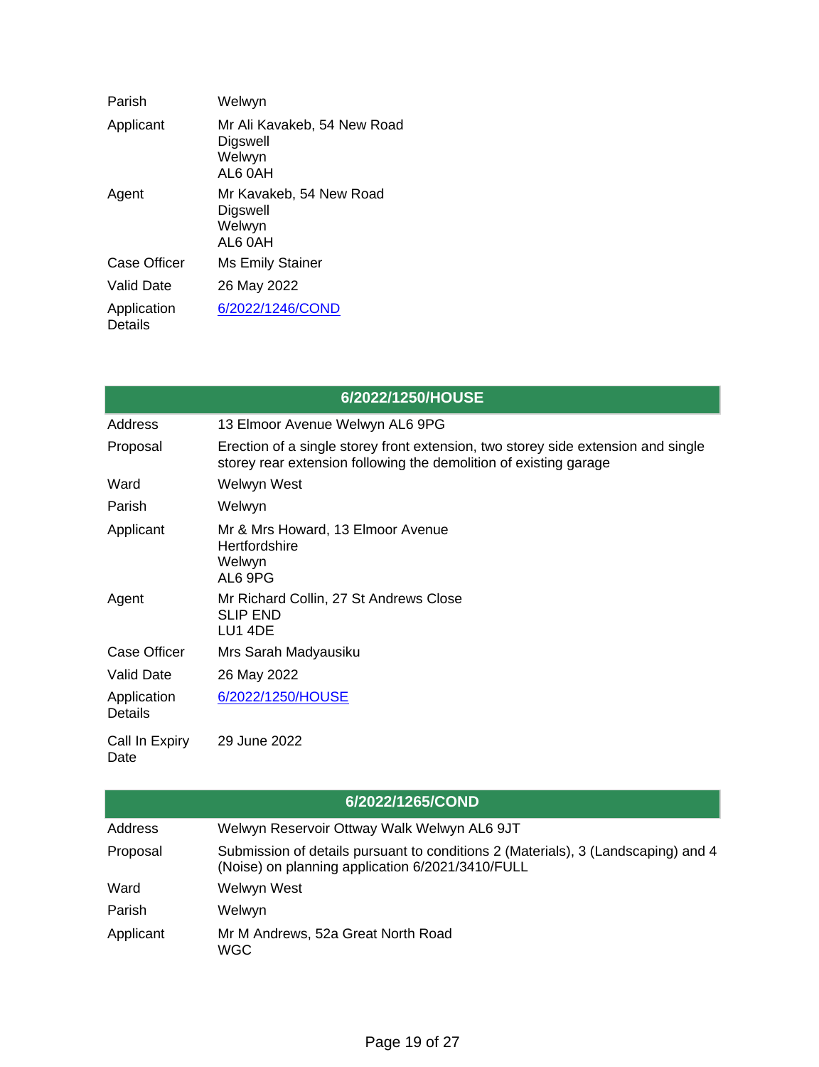| | |
|---|---|
| Parish | Welwyn |
| Applicant | Mr Ali Kavakeb, 54 New Road<br>Digswell<br>Welwyn<br>AL6 0AH |
| Agent | Mr Kavakeb, 54 New Road<br>Digswell<br>Welwyn<br>AL6 0AH |
| Case Officer | Ms Emily Stainer |
| Valid Date | 26 May 2022 |
| Application Details | 6/2022/1246/COND |

| 6/2022/1250/HOUSE | |
|---|---|
| Address | 13 Elmoor Avenue Welwyn AL6 9PG |
| Proposal | Erection of a single storey front extension, two storey side extension and single storey rear extension following the demolition of existing garage |
| Ward | Welwyn West |
| Parish | Welwyn |
| Applicant | Mr & Mrs Howard, 13 Elmoor Avenue<br>Hertfordshire<br>Welwyn<br>AL6 9PG |
| Agent | Mr Richard Collin, 27 St Andrews Close<br>SLIP END<br>LU1 4DE |
| Case Officer | Mrs Sarah Madyausiku |
| Valid Date | 26 May 2022 |
| Application Details | 6/2022/1250/HOUSE |
| Call In Expiry Date | 29 June 2022 |

| 6/2022/1265/COND | |
|---|---|
| Address | Welwyn Reservoir Ottway Walk Welwyn AL6 9JT |
| Proposal | Submission of details pursuant to conditions 2 (Materials), 3 (Landscaping) and 4 (Noise) on planning application 6/2021/3410/FULL |
| Ward | Welwyn West |
| Parish | Welwyn |
| Applicant | Mr M Andrews, 52a Great North Road<br>WGC |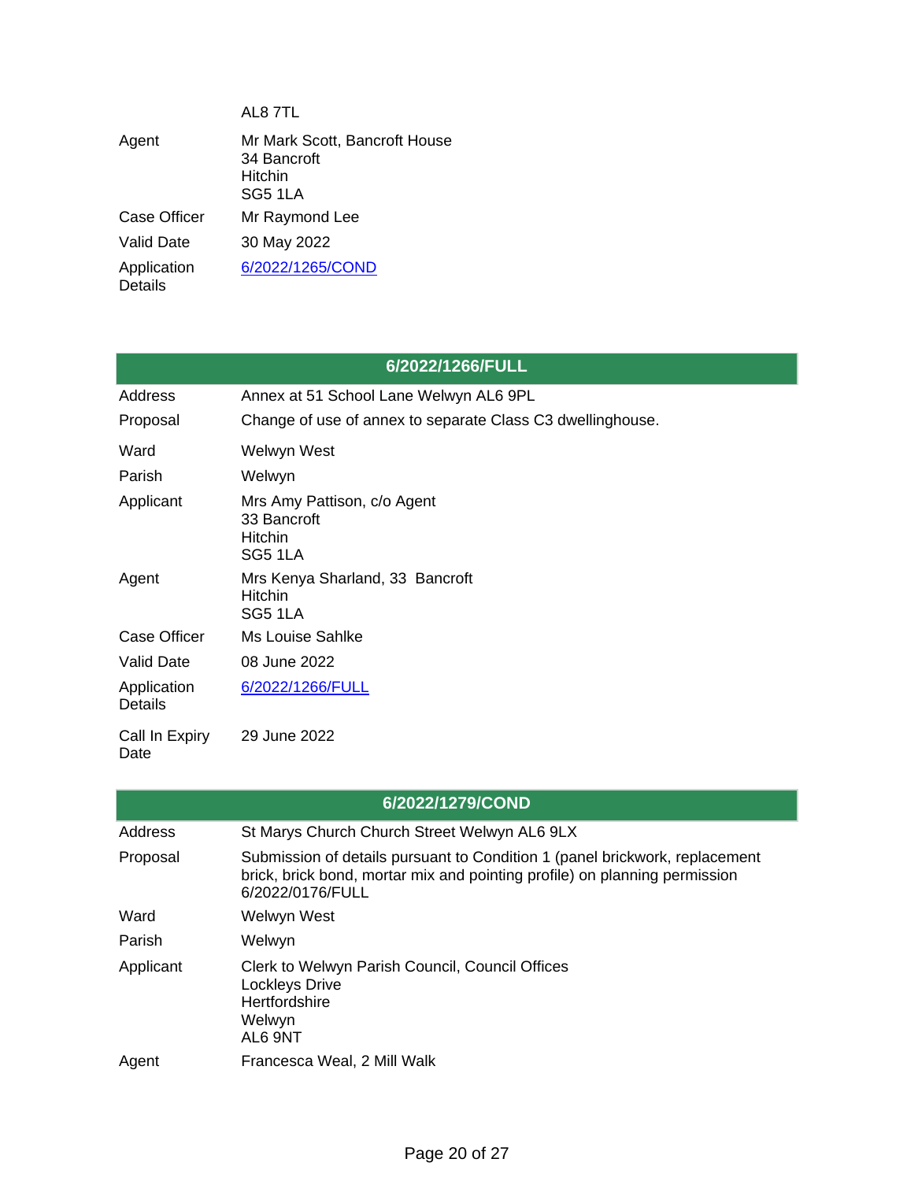| | |
|---|---|
| | AL8 7TL |
| Agent | Mr Mark Scott, Bancroft House<br>34 Bancroft<br>Hitchin<br>SG5 1LA |
| Case Officer | Mr Raymond Lee |
| Valid Date | 30 May 2022 |
| Application Details | [6/2022/1265/COND]() |

## 6/2022/1266/FULL

| | |
|---|---|
| Address | Annex at 51 School Lane Welwyn AL6 9PL |
| Proposal | Change of use of annex to separate Class C3 dwellinghouse. |
| Ward | Welwyn West |
| Parish | Welwyn |
| Applicant | Mrs Amy Pattison, c/o Agent<br>33 Bancroft<br>Hitchin<br>SG5 1LA |
| Agent | Mrs Kenya Sharland, 33 Bancroft<br>Hitchin<br>SG5 1LA |
| Case Officer | Ms Louise Sahlke |
| Valid Date | 08 June 2022 |
| Application Details | [6/2022/1266/FULL]() |
| Call In Expiry Date | 29 June 2022 |

## 6/2022/1279/COND

| | |
|---|---|
| Address | St Marys Church Church Street Welwyn AL6 9LX |
| Proposal | Submission of details pursuant to Condition 1 (panel brickwork, replacement brick, brick bond, mortar mix and pointing profile) on planning permission 6/2022/0176/FULL |
| Ward | Welwyn West |
| Parish | Welwyn |
| Applicant | Clerk to Welwyn Parish Council, Council Offices<br>Lockleys Drive<br>Hertfordshire<br>Welwyn<br>AL6 9NT |
| Agent | Francesca Weal, 2 Mill Walk |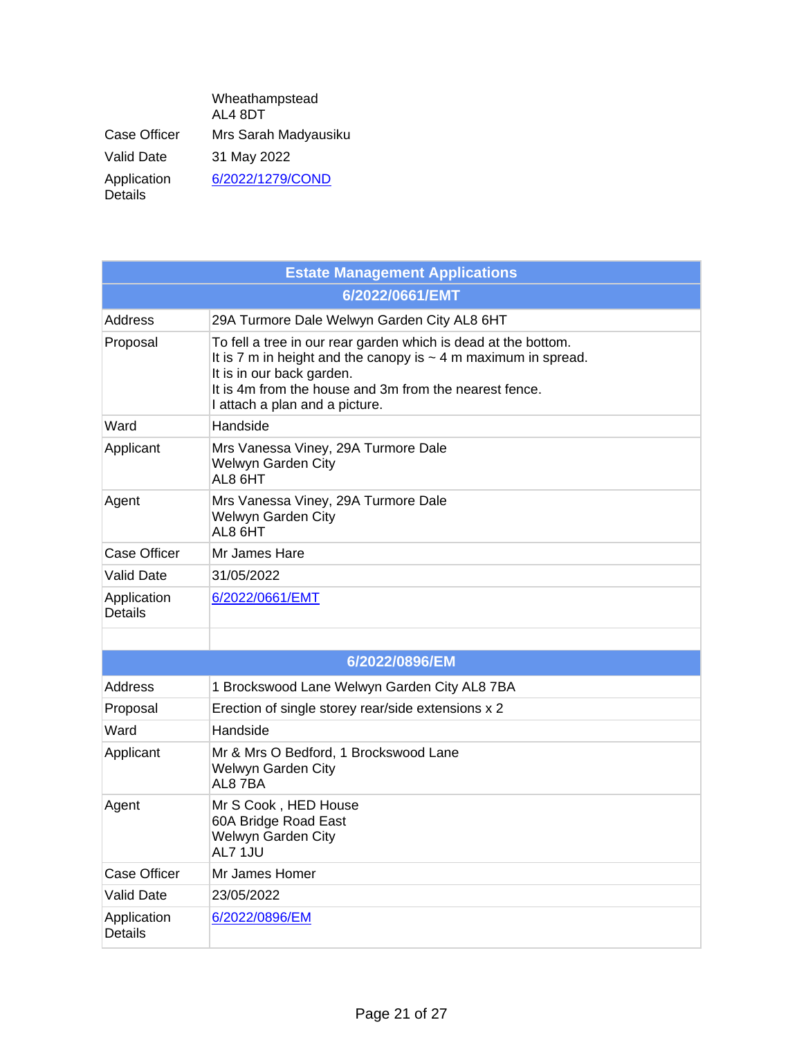| | |
|---|---|
| | Wheathampstead<br>AL4 8DT |
| Case Officer | Mrs Sarah Madyausiku |
| Valid Date | 31 May 2022 |
| Application Details | 6/2022/1279/COND |

| Estate Management Applications | |
|---|---|
| **6/2022/0661/EMT** | |
| Address | 29A Turmore Dale Welwyn Garden City AL8 6HT |
| Proposal | To fell a tree in our rear garden which is dead at the bottom.<br>It is 7 m in height and the canopy is ~ 4 m maximum in spread.<br>It is in our back garden.<br>It is 4m from the house and 3m from the nearest fence.<br>I attach a plan and a picture. |
| Ward | Handside |
| Applicant | Mrs Vanessa Viney, 29A Turmore Dale<br>Welwyn Garden City<br>AL8 6HT |
| Agent | Mrs Vanessa Viney, 29A Turmore Dale<br>Welwyn Garden City<br>AL8 6HT |
| Case Officer | Mr James Hare |
| Valid Date | 31/05/2022 |
| Application Details | 6/2022/0661/EMT |
| | |
| **6/2022/0896/EM** | |
| Address | 1 Brockswood Lane Welwyn Garden City AL8 7BA |
| Proposal | Erection of single storey rear/side extensions x 2 |
| Ward | Handside |
| Applicant | Mr & Mrs O Bedford, 1 Brockswood Lane<br>Welwyn Garden City<br>AL8 7BA |
| Agent | Mr S Cook , HED House<br>60A Bridge Road East<br>Welwyn Garden City<br>AL7 1JU |
| Case Officer | Mr James Homer |
| Valid Date | 23/05/2022 |
| Application Details | 6/2022/0896/EM |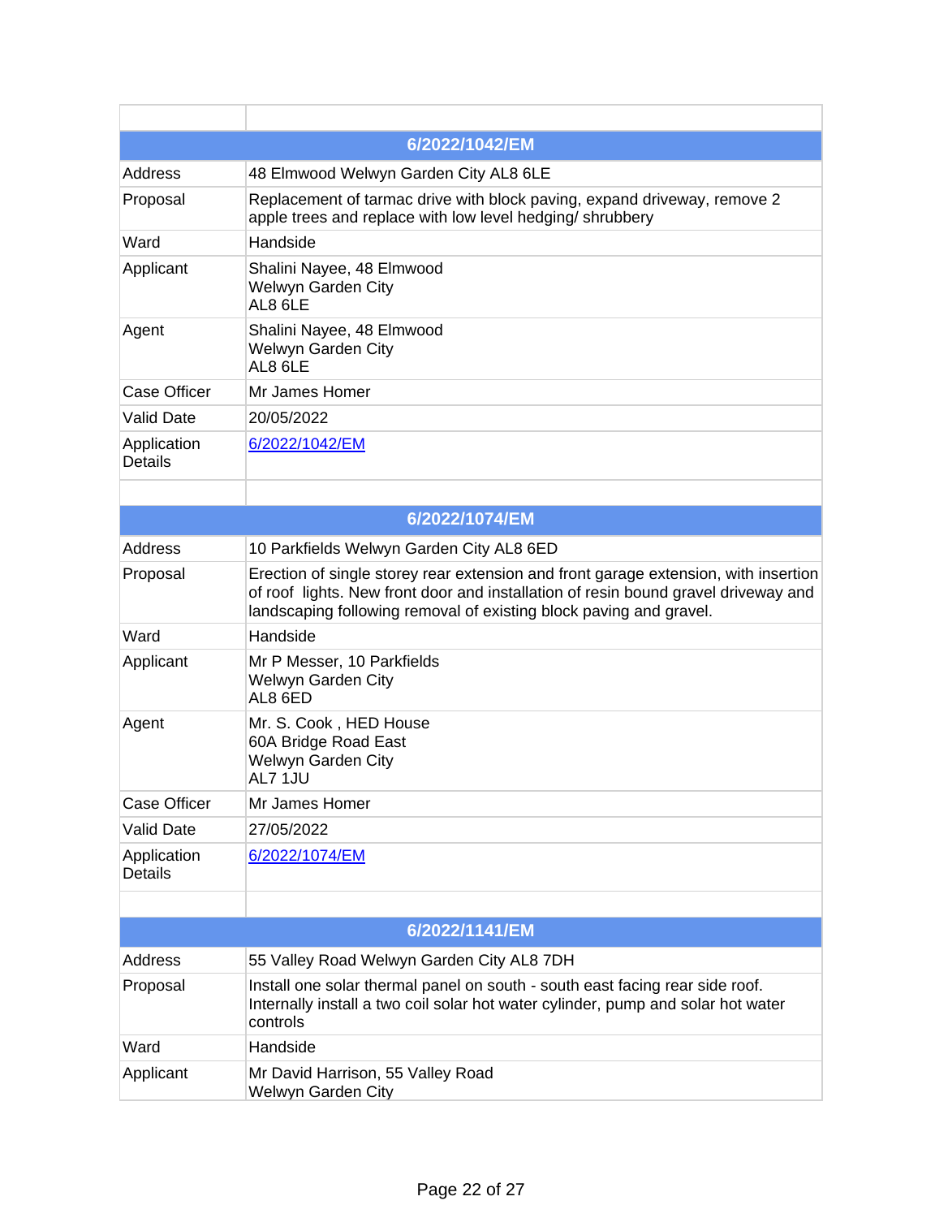| | |
|---|---|
| **6/2022/1042/EM** | |
| Address | 48 Elmwood Welwyn Garden City AL8 6LE |
| Proposal | Replacement of tarmac drive with block paving, expand driveway, remove 2 apple trees and replace with low level hedging/ shrubbery |
| Ward | Handside |
| Applicant | Shalini Nayee, 48 Elmwood Welwyn Garden City AL8 6LE |
| Agent | Shalini Nayee, 48 Elmwood Welwyn Garden City AL8 6LE |
| Case Officer | Mr James Homer |
| Valid Date | 20/05/2022 |
| Application Details | 6/2022/1042/EM |

| | |
|---|---|
| **6/2022/1074/EM** | |
| Address | 10 Parkfields Welwyn Garden City AL8 6ED |
| Proposal | Erection of single storey rear extension and front garage extension, with insertion of roof lights. New front door and installation of resin bound gravel driveway and landscaping following removal of existing block paving and gravel. |
| Ward | Handside |
| Applicant | Mr P Messer, 10 Parkfields Welwyn Garden City AL8 6ED |
| Agent | Mr. S. Cook , HED House 60A Bridge Road East Welwyn Garden City AL7 1JU |
| Case Officer | Mr James Homer |
| Valid Date | 27/05/2022 |
| Application Details | 6/2022/1074/EM |

| | |
|---|---|
| **6/2022/1141/EM** | |
| Address | 55 Valley Road Welwyn Garden City AL8 7DH |
| Proposal | Install one solar thermal panel on south - south east facing rear side roof. Internally install a two coil solar hot water cylinder, pump and solar hot water controls |
| Ward | Handside |
| Applicant | Mr David Harrison, 55 Valley Road Welwyn Garden City |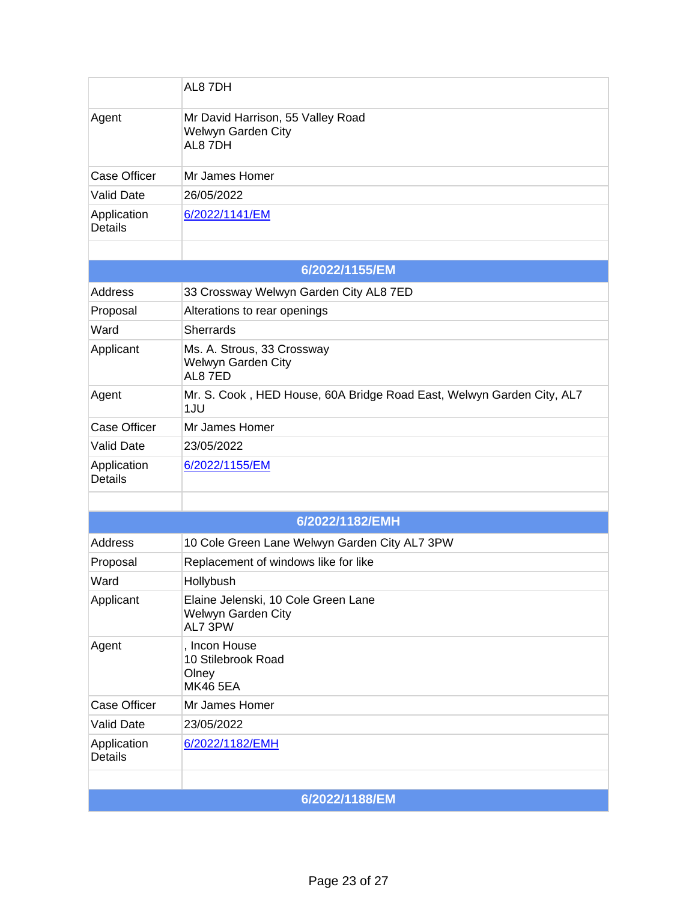| | |
|---|---|
| | AL8 7DH |
| Agent | Mr David Harrison, 55 Valley Road<br>Welwyn Garden City<br>AL8 7DH |
| Case Officer | Mr James Homer |
| Valid Date | 26/05/2022 |
| Application Details | 6/2022/1141/EM |
| | |

| 6/2022/1155/EM | |
|---|---|
| Address | 33 Crossway Welwyn Garden City AL8 7ED |
| Proposal | Alterations to rear openings |
| Ward | Sherrards |
| Applicant | Ms. A. Strous, 33 Crossway<br>Welwyn Garden City<br>AL8 7ED |
| Agent | Mr. S. Cook , HED House, 60A Bridge Road East, Welwyn Garden City, AL7 1JU |
| Case Officer | Mr James Homer |
| Valid Date | 23/05/2022 |
| Application Details | 6/2022/1155/EM |
| | |

| 6/2022/1182/EMH | |
|---|---|
| Address | 10 Cole Green Lane Welwyn Garden City AL7 3PW |
| Proposal | Replacement of windows like for like |
| Ward | Hollybush |
| Applicant | Elaine Jelenski, 10 Cole Green Lane<br>Welwyn Garden City<br>AL7 3PW |
| Agent | , Incon House<br>10 Stilebrook Road<br>Olney<br>MK46 5EA |
| Case Officer | Mr James Homer |
| Valid Date | 23/05/2022 |
| Application Details | 6/2022/1182/EMH |
| | |

| 6/2022/1188/EM | |
|---|---|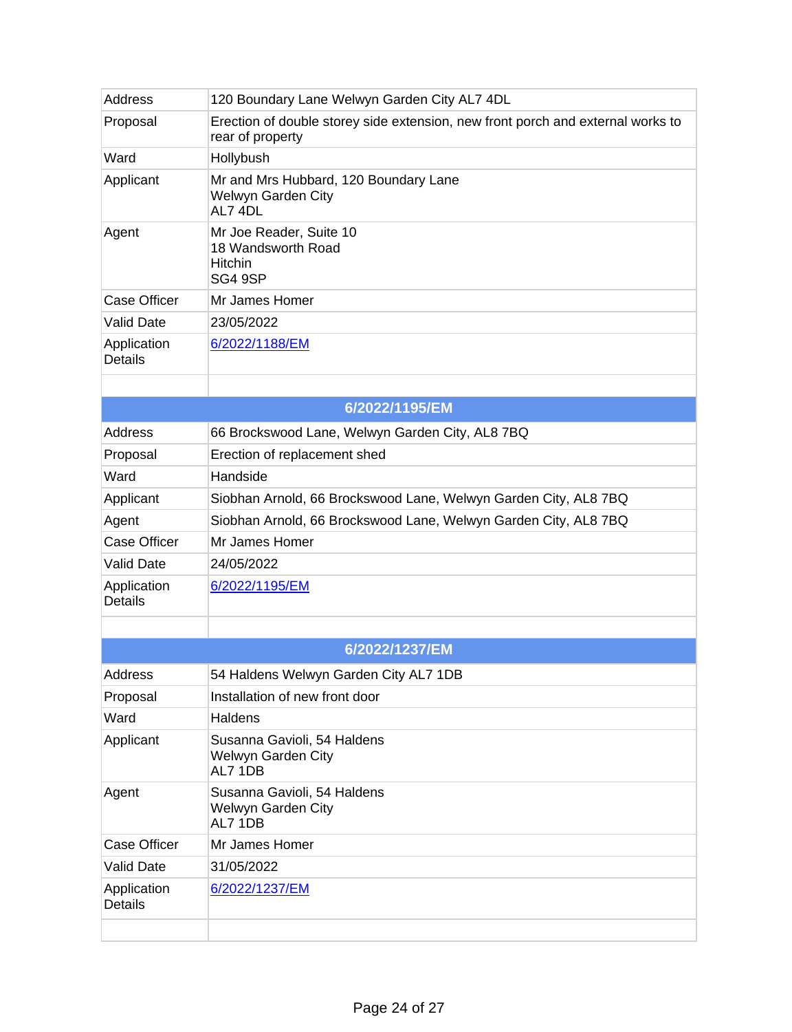| | |
|---|---|
| Address | 120 Boundary Lane Welwyn Garden City AL7 4DL |
| Proposal | Erection of double storey side extension, new front porch and external works to rear of property |
| Ward | Hollybush |
| Applicant | Mr and Mrs Hubbard, 120 Boundary Lane<br>Welwyn Garden City<br>AL7 4DL |
| Agent | Mr Joe Reader, Suite 10<br>18 Wandsworth Road<br>Hitchin<br>SG4 9SP |
| Case Officer | Mr James Homer |
| Valid Date | 23/05/2022 |
| Application Details | 6/2022/1188/EM |

| 6/2022/1195/EM | |
|---|---|
| Address | 66 Brockswood Lane, Welwyn Garden City, AL8 7BQ |
| Proposal | Erection of replacement shed |
| Ward | Handside |
| Applicant | Siobhan Arnold, 66 Brockswood Lane, Welwyn Garden City, AL8 7BQ |
| Agent | Siobhan Arnold, 66 Brockswood Lane, Welwyn Garden City, AL8 7BQ |
| Case Officer | Mr James Homer |
| Valid Date | 24/05/2022 |
| Application Details | 6/2022/1195/EM |

| 6/2022/1237/EM | |
|---|---|
| Address | 54 Haldens Welwyn Garden City AL7 1DB |
| Proposal | Installation of new front door |
| Ward | Haldens |
| Applicant | Susanna Gavioli, 54 Haldens<br>Welwyn Garden City<br>AL7 1DB |
| Agent | Susanna Gavioli, 54 Haldens<br>Welwyn Garden City<br>AL7 1DB |
| Case Officer | Mr James Homer |
| Valid Date | 31/05/2022 |
| Application Details | 6/2022/1237/EM |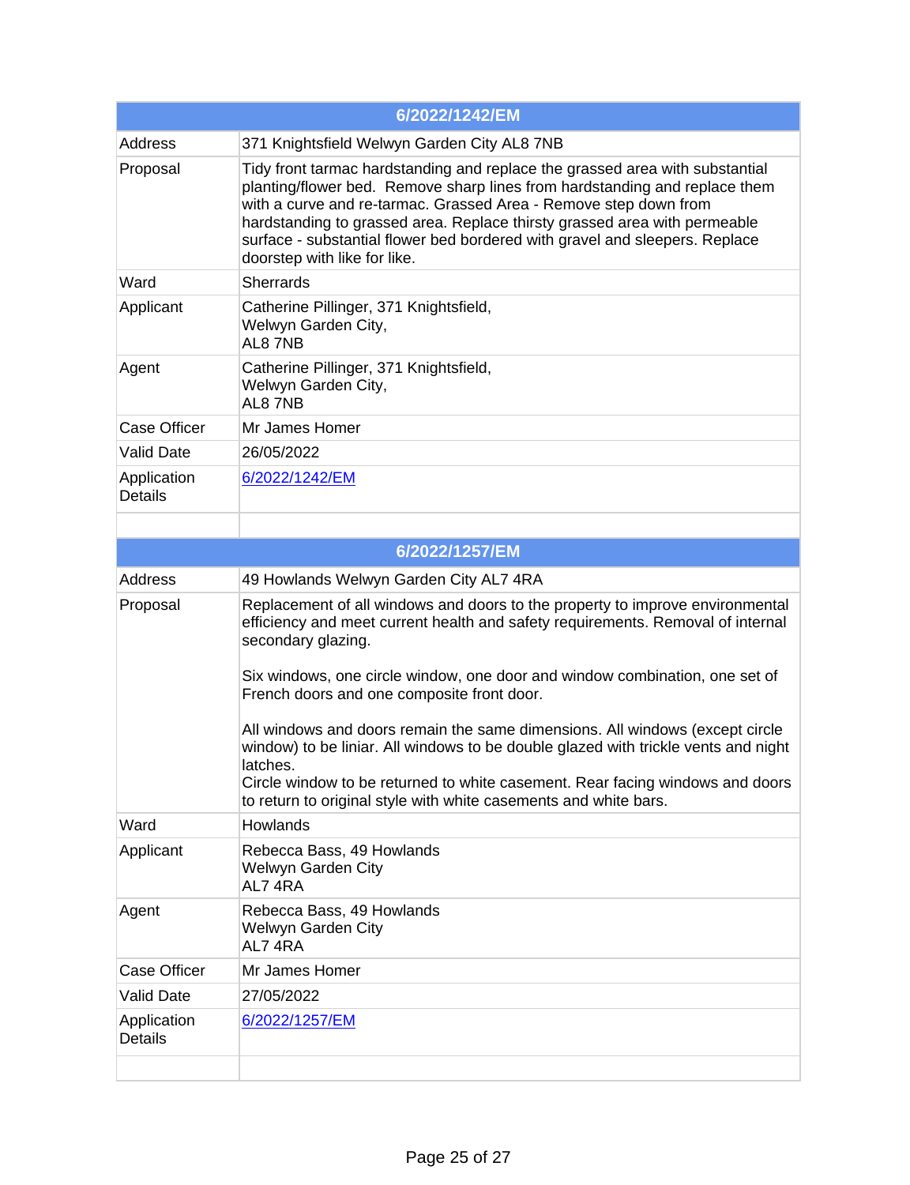| 6/2022/1242/EM | |
|---|---|
| Address | 371 Knightsfield Welwyn Garden City AL8 7NB |
| Proposal | Tidy front tarmac hardstanding and replace the grassed area with substantial planting/flower bed. Remove sharp lines from hardstanding and replace them with a curve and re-tarmac. Grassed Area - Remove step down from hardstanding to grassed area. Replace thirsty grassed area with permeable surface - substantial flower bed bordered with gravel and sleepers. Replace doorstep with like for like. |
| Ward | Sherrards |
| Applicant | Catherine Pillinger, 371 Knightsfield,<br>Welwyn Garden City,<br>AL8 7NB |
| Agent | Catherine Pillinger, 371 Knightsfield,<br>Welwyn Garden City,<br>AL8 7NB |
| Case Officer | Mr James Homer |
| Valid Date | 26/05/2022 |
| Application Details | 6/2022/1242/EM |
| | |

| 6/2022/1257/EM | |
|---|---|
| Address | 49 Howlands Welwyn Garden City AL7 4RA |
| Proposal | Replacement of all windows and doors to the property to improve environmental efficiency and meet current health and safety requirements. Removal of internal secondary glazing.<br><br>Six windows, one circle window, one door and window combination, one set of French doors and one composite front door.<br><br>All windows and doors remain the same dimensions. All windows (except circle window) to be liniar. All windows to be double glazed with trickle vents and night latches.<br>Circle window to be returned to white casement. Rear facing windows and doors to return to original style with white casements and white bars. |
| Ward | Howlands |
| Applicant | Rebecca Bass, 49 Howlands<br>Welwyn Garden City<br>AL7 4RA |
| Agent | Rebecca Bass, 49 Howlands<br>Welwyn Garden City<br>AL7 4RA |
| Case Officer | Mr James Homer |
| Valid Date | 27/05/2022 |
| Application Details | 6/2022/1257/EM |
| | |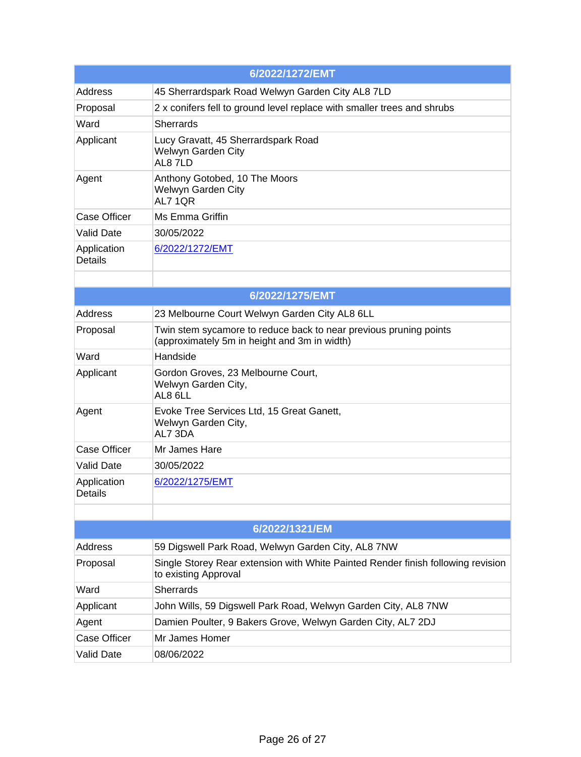| 6/2022/1272/EMT | |
|---|---|
| Address | 45 Sherrardspark Road Welwyn Garden City AL8 7LD |
| Proposal | 2 x conifers fell to ground level replace with smaller trees and shrubs |
| Ward | Sherrards |
| Applicant | Lucy Gravatt, 45 Sherrardspark Road<br>Welwyn Garden City<br>AL8 7LD |
| Agent | Anthony Gotobed, 10 The Moors<br>Welwyn Garden City<br>AL7 1QR |
| Case Officer | Ms Emma Griffin |
| Valid Date | 30/05/2022 |
| Application Details | 6/2022/1272/EMT |

| 6/2022/1275/EMT | |
|---|---|
| Address | 23 Melbourne Court Welwyn Garden City AL8 6LL |
| Proposal | Twin stem sycamore to reduce back to near previous pruning points (approximately 5m in height and 3m in width) |
| Ward | Handside |
| Applicant | Gordon Groves, 23 Melbourne Court,<br>Welwyn Garden City,<br>AL8 6LL |
| Agent | Evoke Tree Services Ltd, 15 Great Ganett,<br>Welwyn Garden City,<br>AL7 3DA |
| Case Officer | Mr James Hare |
| Valid Date | 30/05/2022 |
| Application Details | 6/2022/1275/EMT |

| 6/2022/1321/EM | |
|---|---|
| Address | 59 Digswell Park Road, Welwyn Garden City, AL8 7NW |
| Proposal | Single Storey Rear extension with White Painted Render finish following revision to existing Approval |
| Ward | Sherrards |
| Applicant | John Wills, 59 Digswell Park Road, Welwyn Garden City, AL8 7NW |
| Agent | Damien Poulter, 9 Bakers Grove, Welwyn Garden City, AL7 2DJ |
| Case Officer | Mr James Homer |
| Valid Date | 08/06/2022 |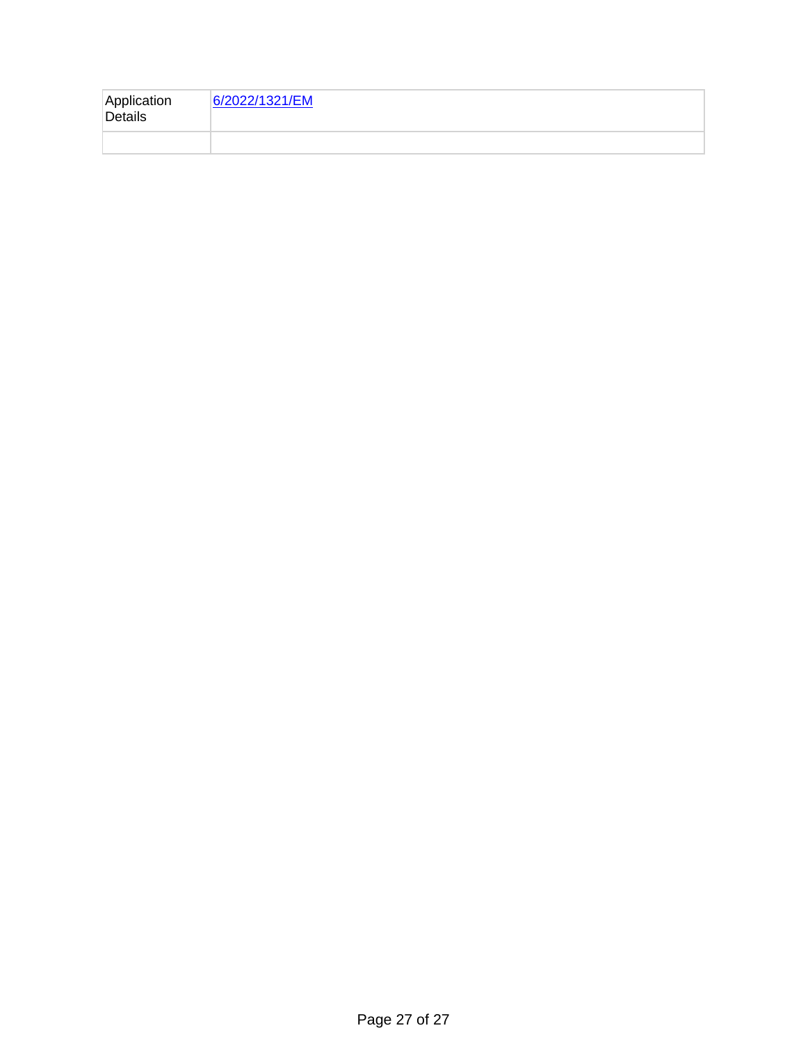| | |
|---|---|
| Application Details | 6/2022/1321/EM |
| | |